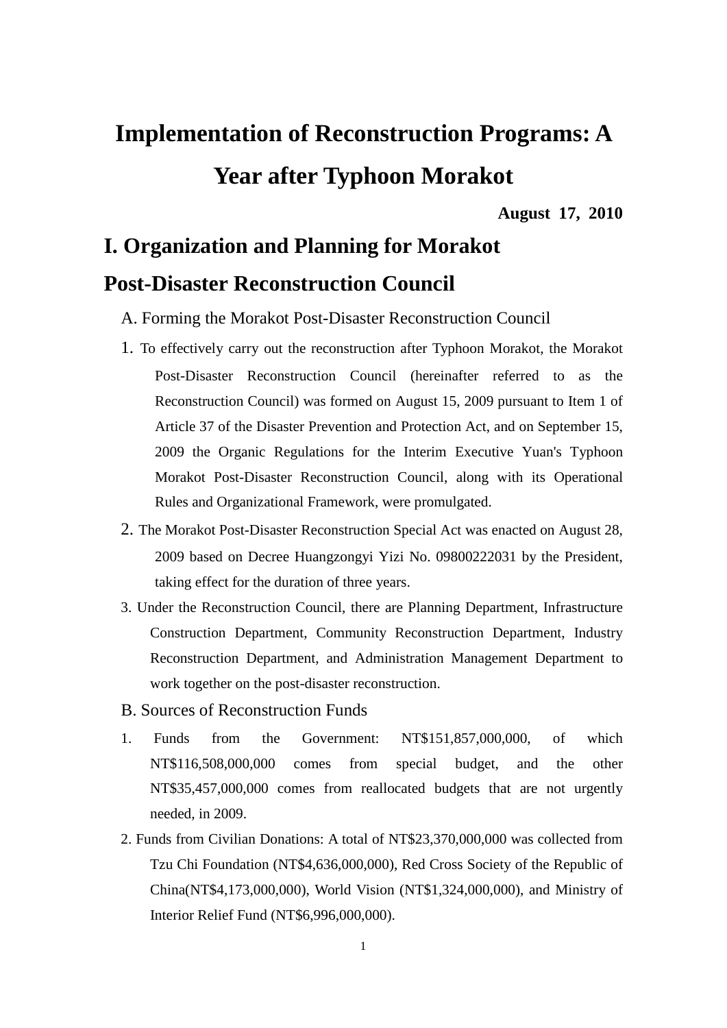# Implementation of Reconstruction Programs: A Year after Typhoon Morakot

**August 17, 2010**

## I. Organization and Planning for Morakot Post-Disaster Reconstruction Council

### A. Forming the Morakot Post-Disaster Reconstruction Council

1. To effectively carry out the reconstruction after Typhoon Morakot, the Morakot Post-Disaster Reconstruction Council (hereinafter referred to as the Reconstruction Council) was formed on August 15, 2009 pursuant to Item 1 of Article 37 of the Disaster Prevention and Protection Act, and on September 15, 2009 the Organic Regulations for the Interim Executive Yuan's Typhoon Morakot Post-Disaster Reconstruction Council, along with its Operational Rules and Organizational Framework, were promulgated.
2. The Morakot Post-Disaster Reconstruction Special Act was enacted on August 28, 2009 based on Decree Huangzongyi Yizi No. 09800222031 by the President, taking effect for the duration of three years.
3. Under the Reconstruction Council, there are Planning Department, Infrastructure Construction Department, Community Reconstruction Department, Industry Reconstruction Department, and Administration Management Department to work together on the post-disaster reconstruction.

### B. Sources of Reconstruction Funds

1. Funds from the Government: NT$151,857,000,000, of which NT$116,508,000,000 comes from special budget, and the other NT$35,457,000,000 comes from reallocated budgets that are not urgently needed, in 2009.
2. Funds from Civilian Donations: A total of NT$23,370,000,000 was collected from Tzu Chi Foundation (NT$4,636,000,000), Red Cross Society of the Republic of China(NT$4,173,000,000), World Vision (NT$1,324,000,000), and Ministry of Interior Relief Fund (NT$6,996,000,000).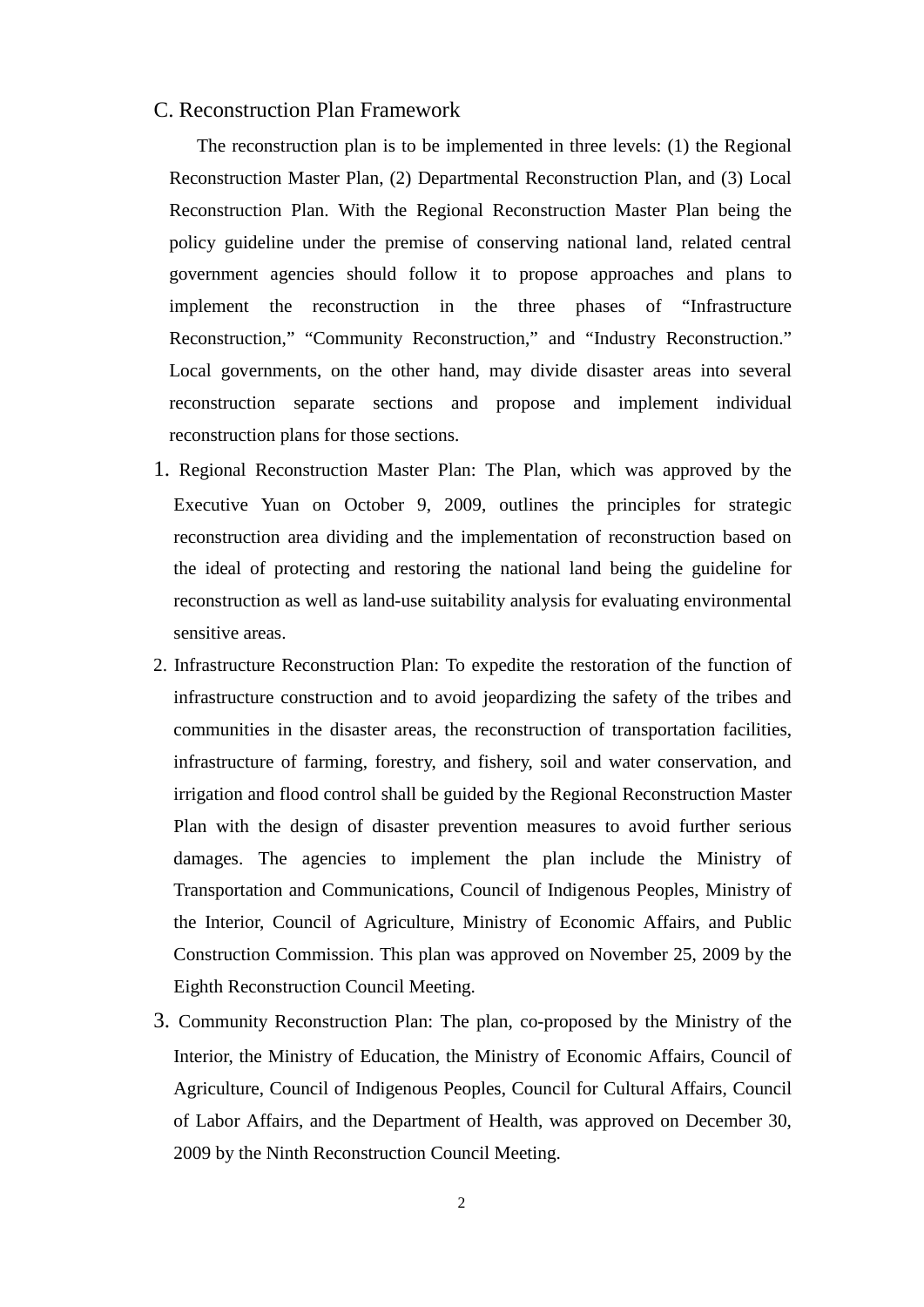### C. Reconstruction Plan Framework

The reconstruction plan is to be implemented in three levels: (1) the Regional Reconstruction Master Plan, (2) Departmental Reconstruction Plan, and (3) Local Reconstruction Plan. With the Regional Reconstruction Master Plan being the policy guideline under the premise of conserving national land, related central government agencies should follow it to propose approaches and plans to implement the reconstruction in the three phases of "Infrastructure Reconstruction," "Community Reconstruction," and "Industry Reconstruction." Local governments, on the other hand, may divide disaster areas into several reconstruction separate sections and propose and implement individual reconstruction plans for those sections.

1. Regional Reconstruction Master Plan: The Plan, which was approved by the Executive Yuan on October 9, 2009, outlines the principles for strategic reconstruction area dividing and the implementation of reconstruction based on the ideal of protecting and restoring the national land being the guideline for reconstruction as well as land-use suitability analysis for evaluating environmental sensitive areas.
2. Infrastructure Reconstruction Plan: To expedite the restoration of the function of infrastructure construction and to avoid jeopardizing the safety of the tribes and communities in the disaster areas, the reconstruction of transportation facilities, infrastructure of farming, forestry, and fishery, soil and water conservation, and irrigation and flood control shall be guided by the Regional Reconstruction Master Plan with the design of disaster prevention measures to avoid further serious damages. The agencies to implement the plan include the Ministry of Transportation and Communications, Council of Indigenous Peoples, Ministry of the Interior, Council of Agriculture, Ministry of Economic Affairs, and Public Construction Commission. This plan was approved on November 25, 2009 by the Eighth Reconstruction Council Meeting.
3. Community Reconstruction Plan: The plan, co-proposed by the Ministry of the Interior, the Ministry of Education, the Ministry of Economic Affairs, Council of Agriculture, Council of Indigenous Peoples, Council for Cultural Affairs, Council of Labor Affairs, and the Department of Health, was approved on December 30, 2009 by the Ninth Reconstruction Council Meeting.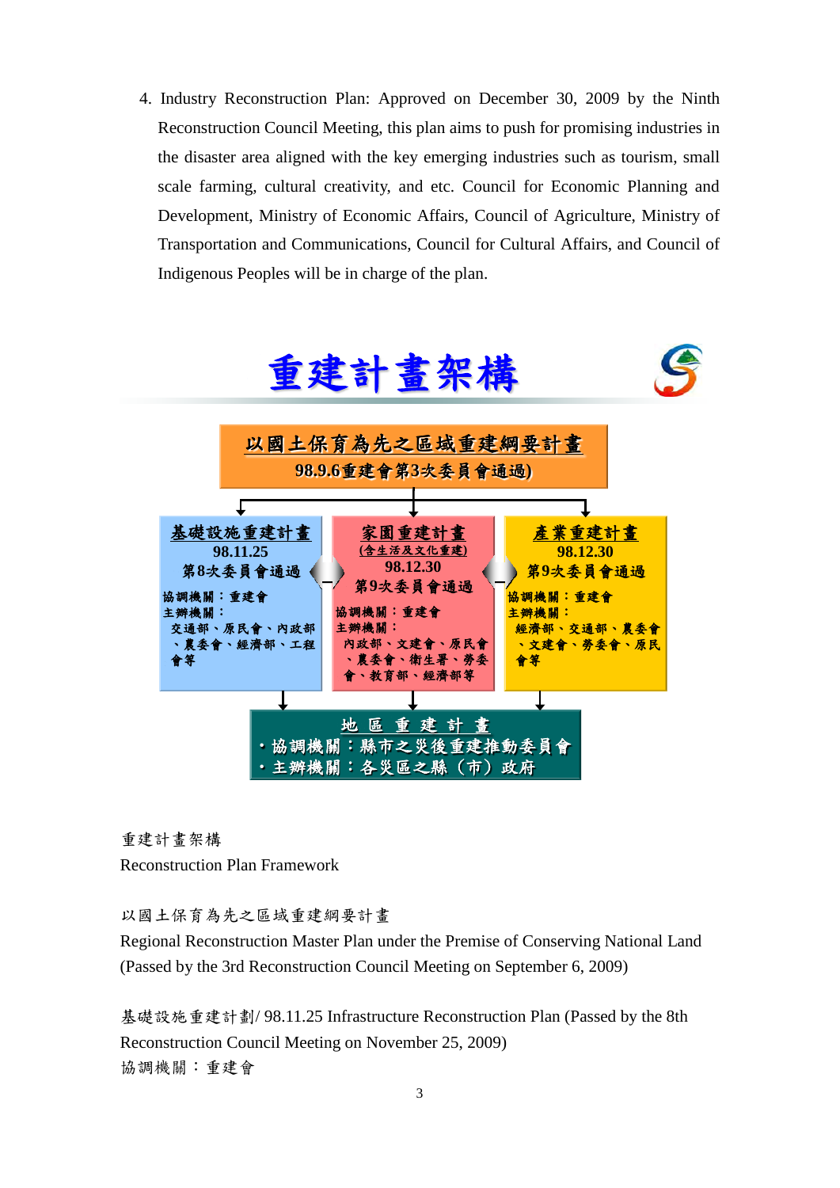4. Industry Reconstruction Plan: Approved on December 30, 2009 by the Ninth Reconstruction Council Meeting, this plan aims to push for promising industries in the disaster area aligned with the key emerging industries such as tourism, small scale farming, cultural creativity, and etc. Council for Economic Planning and Development, Ministry of Economic Affairs, Council of Agriculture, Ministry of Transportation and Communications, Council for Cultural Affairs, and Council of Indigenous Peoples will be in charge of the plan.

# 重建計畫架構

**以國土保育為先之區域重建綱要計畫**
**98.9.6重建會第3次委員會通過)**

**基礎設施重建計畫**
98.11.25
第8次委員會通過
協調機關：重建會
主辦機關：
交通部、原民會、內政部、農委會、經濟部、工程會等

**家園重建計畫**
(含生活及文化重建)
98.12.30
第9次委員會通過
協調機關：重建會
主辦機關：
內政部、文建會、原民會、農委會、衛生署、勞委會、教育部、經濟部等

**產業重建計畫**
98.12.30
第9次委員會通過
協調機關：重建會
主辦機關：
經濟部、交通部、農委會、文建會、勞委會、原民會等

**地區重建計畫**
・協調機關：縣市之災後重建推動委員會
・主辦機關：各災區之縣（市）政府

重建計畫架構
Reconstruction Plan Framework

以國土保育為先之區域重建綱要計畫
Regional Reconstruction Master Plan under the Premise of Conserving National Land (Passed by the 3rd Reconstruction Council Meeting on September 6, 2009)

基礎設施重建計劃/ 98.11.25 Infrastructure Reconstruction Plan (Passed by the 8th Reconstruction Council Meeting on November 25, 2009)
協調機關：重建會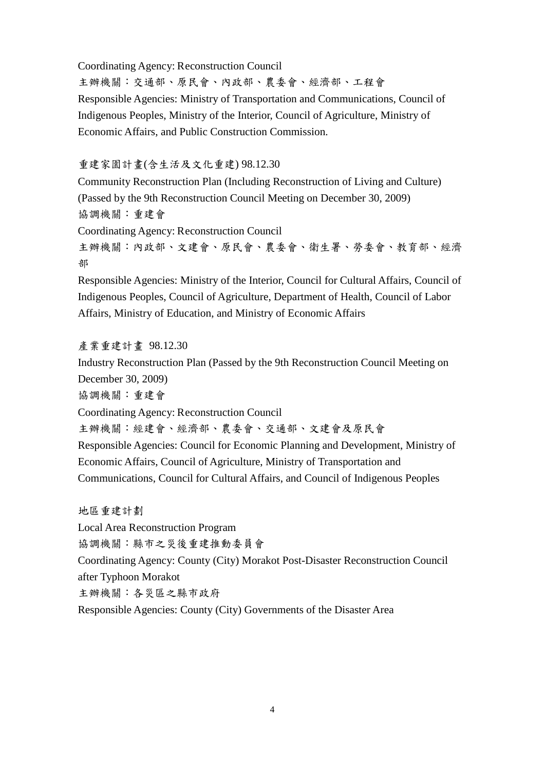Coordinating Agency: Reconstruction Council

主辦機關：交通部、原民會、內政部、農委會、經濟部、工程會

Responsible Agencies: Ministry of Transportation and Communications, Council of Indigenous Peoples, Ministry of the Interior, Council of Agriculture, Ministry of Economic Affairs, and Public Construction Commission.

重建家園計畫(含生活及文化重建) 98.12.30

Community Reconstruction Plan (Including Reconstruction of Living and Culture) (Passed by the 9th Reconstruction Council Meeting on December 30, 2009)

協調機關：重建會

Coordinating Agency: Reconstruction Council

主辦機關：內政部、文建會、原民會、農委會、衛生署、勞委會、教育部、經濟部

Responsible Agencies: Ministry of the Interior, Council for Cultural Affairs, Council of Indigenous Peoples, Council of Agriculture, Department of Health, Council of Labor Affairs, Ministry of Education, and Ministry of Economic Affairs

產業重建計畫 98.12.30

Industry Reconstruction Plan (Passed by the 9th Reconstruction Council Meeting on December 30, 2009)

協調機關：重建會

Coordinating Agency: Reconstruction Council

主辦機關：經建會、經濟部、農委會、交通部、文建會及原民會

Responsible Agencies: Council for Economic Planning and Development, Ministry of Economic Affairs, Council of Agriculture, Ministry of Transportation and Communications, Council for Cultural Affairs, and Council of Indigenous Peoples

地區重建計劃

Local Area Reconstruction Program

協調機關：縣市之災後重建推動委員會

Coordinating Agency: County (City) Morakot Post-Disaster Reconstruction Council after Typhoon Morakot

主辦機關：各災區之縣市政府

Responsible Agencies: County (City) Governments of the Disaster Area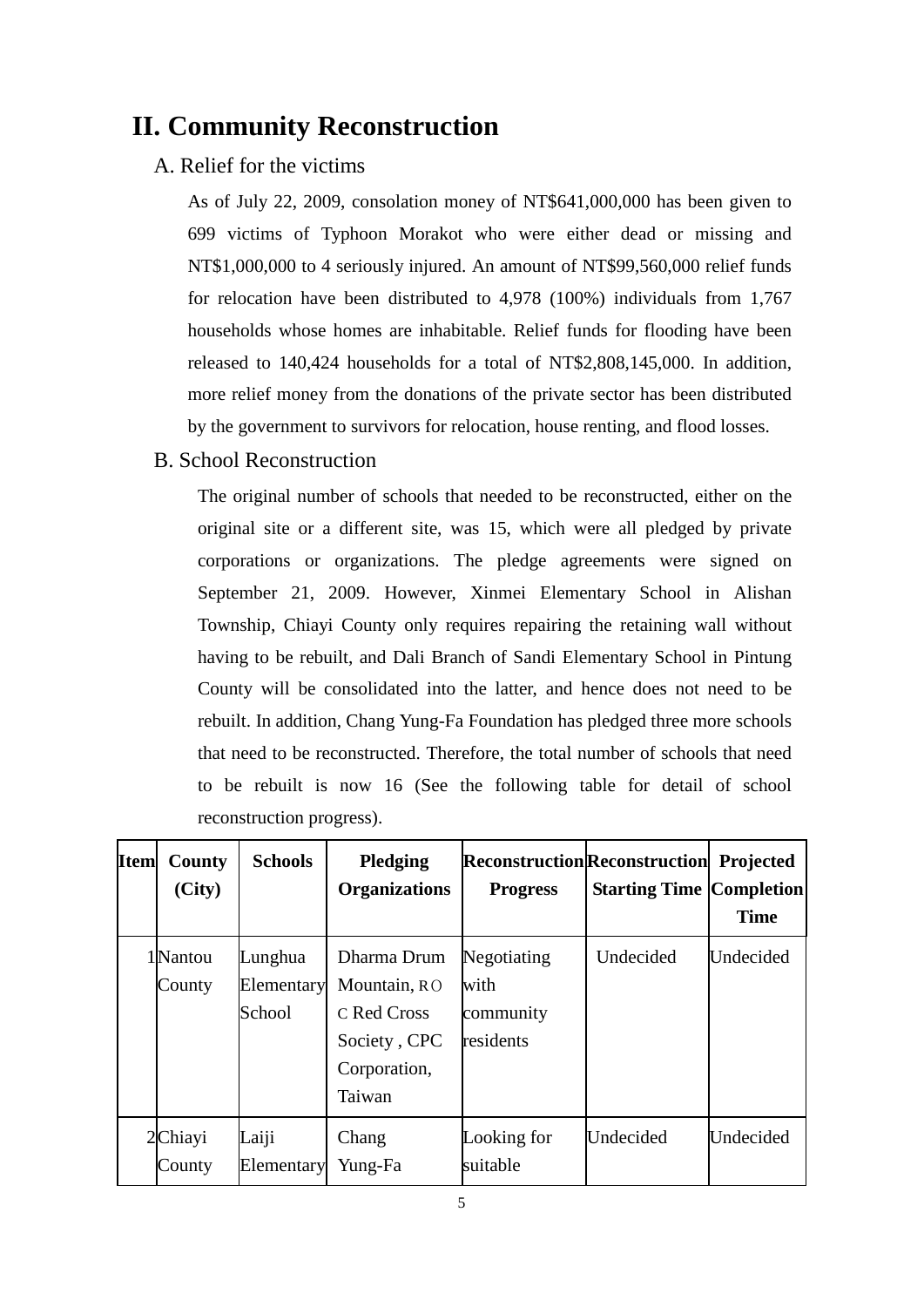# II. Community Reconstruction

## A. Relief for the victims

As of July 22, 2009, consolation money of NT$641,000,000 has been given to 699 victims of Typhoon Morakot who were either dead or missing and NT$1,000,000 to 4 seriously injured. An amount of NT$99,560,000 relief funds for relocation have been distributed to 4,978 (100%) individuals from 1,767 households whose homes are inhabitable. Relief funds for flooding have been released to 140,424 households for a total of NT$2,808,145,000. In addition, more relief money from the donations of the private sector has been distributed by the government to survivors for relocation, house renting, and flood losses.

## B. School Reconstruction

The original number of schools that needed to be reconstructed, either on the original site or a different site, was 15, which were all pledged by private corporations or organizations. The pledge agreements were signed on September 21, 2009. However, Xinmei Elementary School in Alishan Township, Chiayi County only requires repairing the retaining wall without having to be rebuilt, and Dali Branch of Sandi Elementary School in Pintung County will be consolidated into the latter, and hence does not need to be rebuilt. In addition, Chang Yung-Fa Foundation has pledged three more schools that need to be reconstructed. Therefore, the total number of schools that need to be rebuilt is now 16 (See the following table for detail of school reconstruction progress).

| Item | County (City) | Schools | Pledging Organizations | Reconstruction Progress | Reconstruction Starting Time | Projected Completion Time |
|---|---|---|---|---|---|---|
| 1 | Nantou County | Lunghua Elementary School | Dharma Drum Mountain, ROC Red Cross Society , CPC Corporation, Taiwan | Negotiating with community residents | Undecided | Undecided |
| 2 | Chiayi County | Laiji Elementary | Chang Yung-Fa | Looking for suitable | Undecided | Undecided |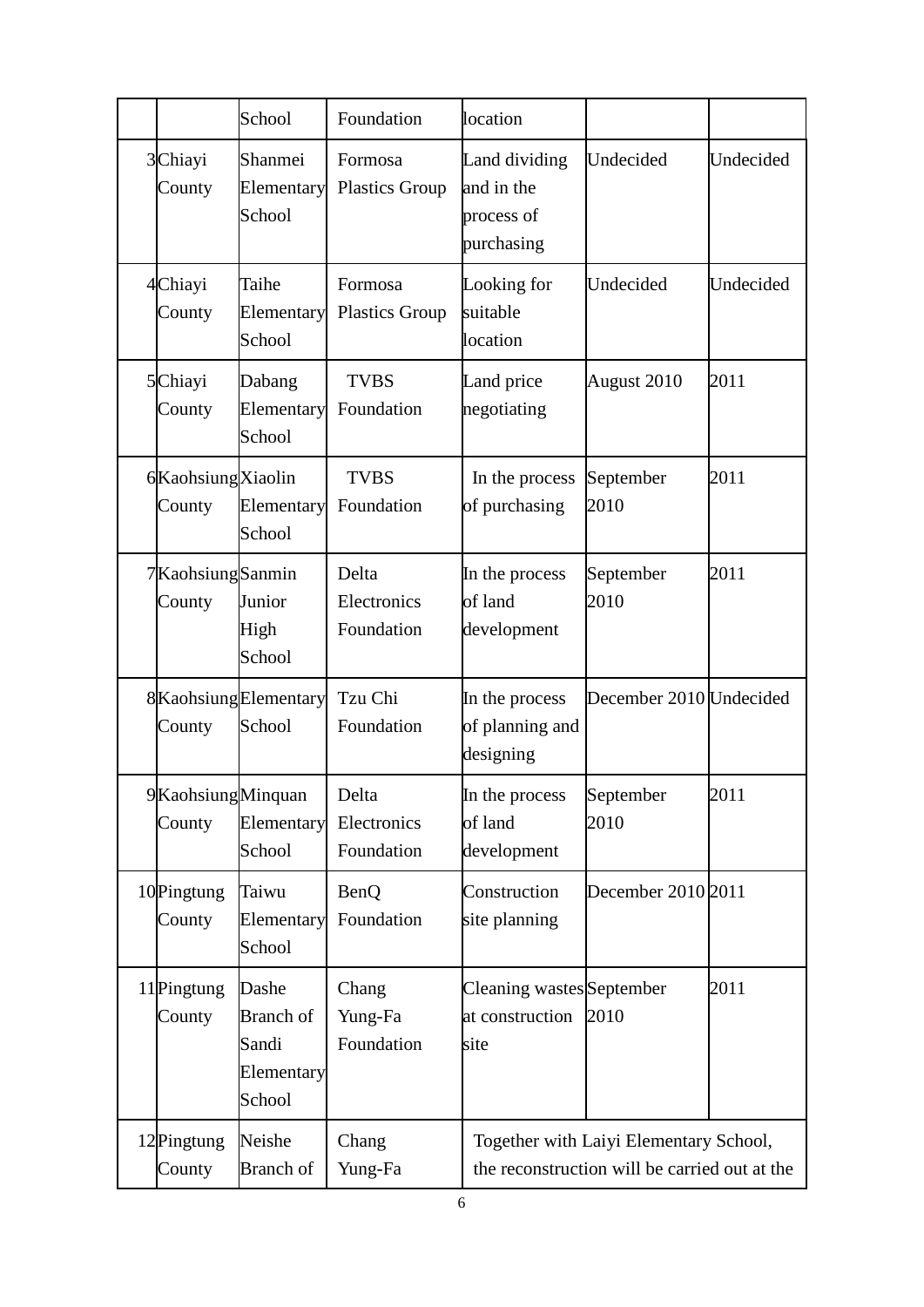| | | School | Foundation | location | | |
|---|---|---|---|---|---|---|
| 3 | Chiayi County | Shanmei Elementary School | Formosa Plastics Group | Land dividing and in the process of purchasing | Undecided | Undecided |
| 4 | Chiayi County | Taihe Elementary School | Formosa Plastics Group | Looking for suitable location | Undecided | Undecided |
| 5 | Chiayi County | Dabang Elementary School | TVBS Foundation | Land price negotiating | August 2010 | 2011 |
| 6 | Kaohsiung County | Xiaolin Elementary School | TVBS Foundation | In the process of purchasing | September 2010 | 2011 |
| 7 | Kaohsiung County | Sanmin Junior High School | Delta Electronics Foundation | In the process of land development | September 2010 | 2011 |
| 8 | Kaohsiung County | Elementary School | Tzu Chi Foundation | In the process of planning and designing | December 2010 | Undecided |
| 9 | Kaohsiung County | Minquan Elementary School | Delta Electronics Foundation | In the process of land development | September 2010 | 2011 |
| 10 | Pingtung County | Taiwu Elementary School | BenQ Foundation | Construction site planning | December 2010 | 2011 |
| 11 | Pingtung County | Dashe Branch of Sandi Elementary School | Chang Yung-Fa Foundation | Cleaning wastes at construction site | September 2010 | 2011 |
| 12 | Pingtung County | Neishe Branch of | Chang Yung-Fa | Together with Laiyi Elementary School, the reconstruction will be carried out at the | | |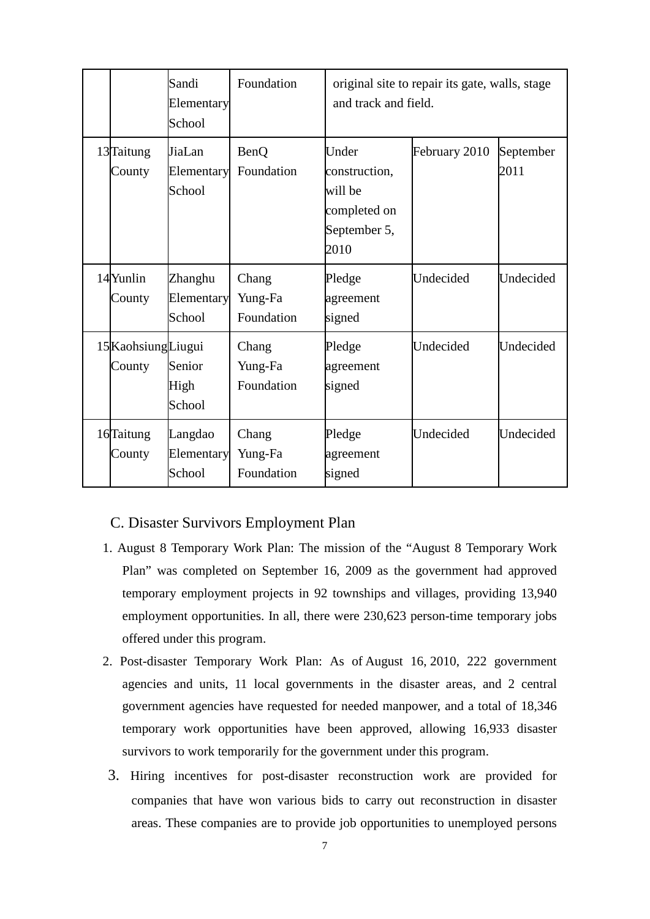| | | | | | | |
|---|---|---|---|---|---|---|
| | | Sandi Elementary School | Foundation | original site to repair its gate, walls, stage and track and field. | | |
| 13 | Taitung County | JiaLan Elementary School | BenQ Foundation | Under construction, will be completed on September 5, 2010 | February 2010 | September 2011 |
| 14 | Yunlin County | Zhanghu Elementary School | Chang Yung-Fa Foundation | Pledge agreement signed | Undecided | Undecided |
| 15 | Kaohsiung County | Liugui Senior High School | Chang Yung-Fa Foundation | Pledge agreement signed | Undecided | Undecided |
| 16 | Taitung County | Langdao Elementary School | Chang Yung-Fa Foundation | Pledge agreement signed | Undecided | Undecided |

## C. Disaster Survivors Employment Plan

1. August 8 Temporary Work Plan: The mission of the "August 8 Temporary Work Plan" was completed on September 16, 2009 as the government had approved temporary employment projects in 92 townships and villages, providing 13,940 employment opportunities. In all, there were 230,623 person-time temporary jobs offered under this program.
2. Post-disaster Temporary Work Plan: As of August 16, 2010, 222 government agencies and units, 11 local governments in the disaster areas, and 2 central government agencies have requested for needed manpower, and a total of 18,346 temporary work opportunities have been approved, allowing 16,933 disaster survivors to work temporarily for the government under this program.
3. Hiring incentives for post-disaster reconstruction work are provided for companies that have won various bids to carry out reconstruction in disaster areas. These companies are to provide job opportunities to unemployed persons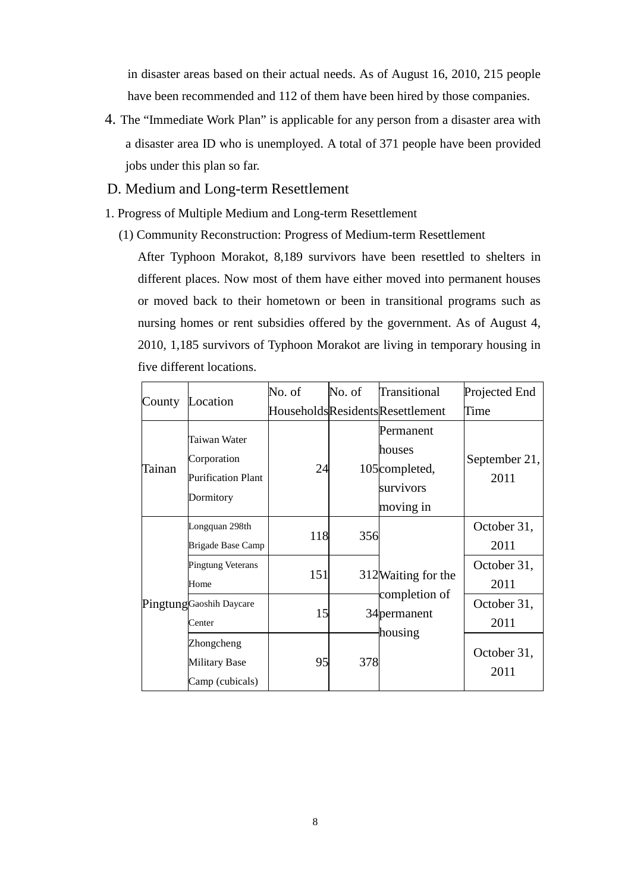in disaster areas based on their actual needs. As of August 16, 2010, 215 people have been recommended and 112 of them have been hired by those companies.

4. The "Immediate Work Plan" is applicable for any person from a disaster area with a disaster area ID who is unemployed. A total of 371 people have been provided jobs under this plan so far.

## D. Medium and Long-term Resettlement

1. Progress of Multiple Medium and Long-term Resettlement

(1) Community Reconstruction: Progress of Medium-term Resettlement

After Typhoon Morakot, 8,189 survivors have been resettled to shelters in different places. Now most of them have either moved into permanent houses or moved back to their hometown or been in transitional programs such as nursing homes or rent subsidies offered by the government. As of August 4, 2010, 1,185 survivors of Typhoon Morakot are living in temporary housing in five different locations.

| County | Location | No. of Households | No. of Residents | Transitional Resettlement | Projected End Time |
|---|---|---|---|---|---|
| Tainan | Taiwan Water Corporation Purification Plant Dormitory | 24 | 105 | Permanent houses completed, survivors moving in | September 21, 2011 |
| Pingtung | Longquan 298th Brigade Base Camp | 118 | 356 | Waiting for the completion of permanent housing | October 31, 2011 |
| | Pingtung Veterans Home | 151 | 312 | | October 31, 2011 |
| | Gaoshih Daycare Center | 15 | 34 | | October 31, 2011 |
| | Zhongcheng Military Base Camp (cubicals) | 95 | 378 | | October 31, 2011 |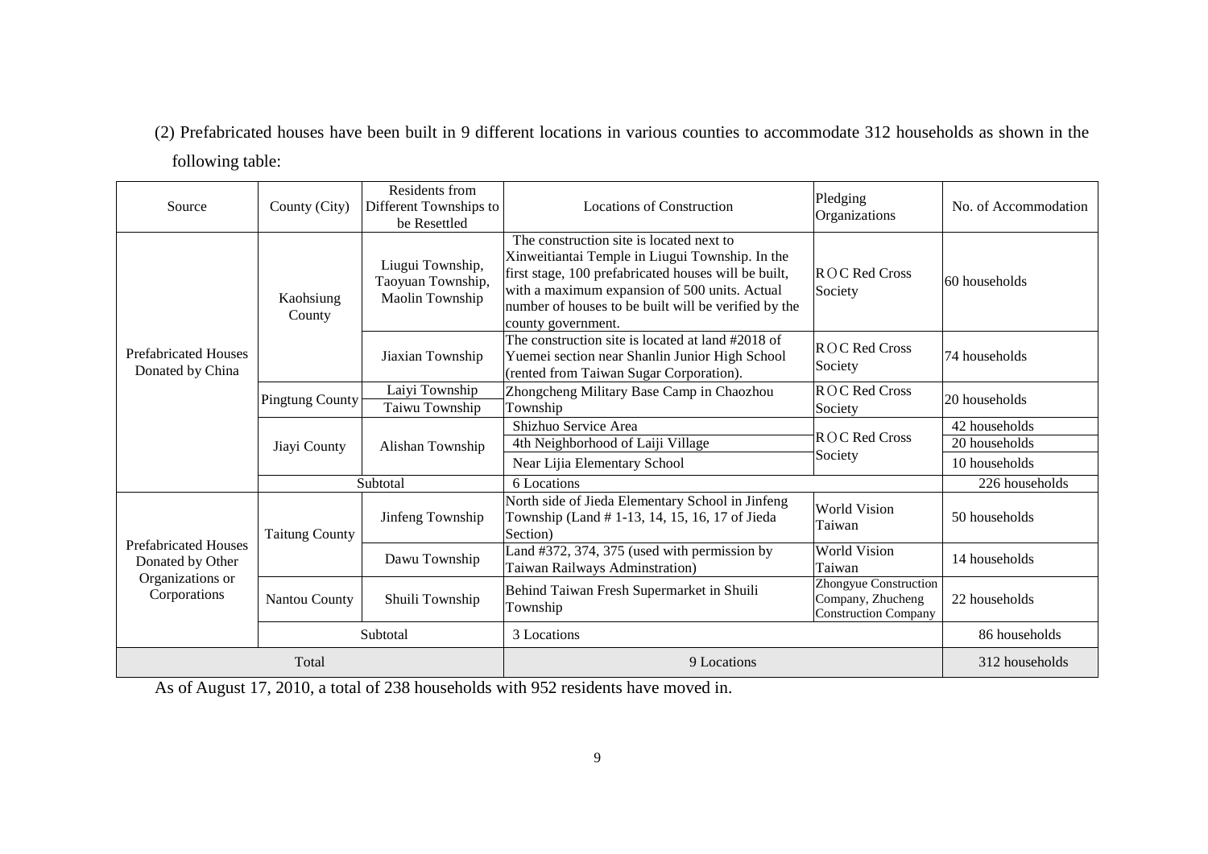(2) Prefabricated houses have been built in 9 different locations in various counties to accommodate 312 households as shown in the following table:

| Source | County (City) | Residents from Different Townships to be Resettled | Locations of Construction | Pledging Organizations | No. of Accommodation |
|---|---|---|---|---|---|
| Prefabricated Houses Donated by China | Kaohsiung County | Liugui Township, Taoyuan Township, Maolin Township | The construction site is located next to Xinweitiantai Temple in Liugui Township. In the first stage, 100 prefabricated houses will be built, with a maximum expansion of 500 units. Actual number of houses to be built will be verified by the county government. | ROC Red Cross Society | 60 households |
| | | Jiaxian Township | The construction site is located at land #2018 of Yuemei section near Shanlin Junior High School (rented from Taiwan Sugar Corporation). | ROC Red Cross Society | 74 households |
| | Pingtung County | Laiyi Township<br>Taiwu Township | Zhongcheng Military Base Camp in Chaozhou Township | ROC Red Cross Society | 20 households |
| | Jiayi County | Alishan Township | Shizhuo Service Area | ROC Red Cross Society | 42 households |
| | | | 4th Neighborhood of Laiji Village | | 20 households |
| | | | Near Lijia Elementary School | | 10 households |
| | Subtotal | | 6 Locations | | 226 households |
| Prefabricated Houses Donated by Other Organizations or Corporations | Taitung County | Jinfeng Township | North side of Jieda Elementary School in Jinfeng Township (Land # 1-13, 14, 15, 16, 17 of Jieda Section) | World Vision Taiwan | 50 households |
| | | Dawu Township | Land #372, 374, 375 (used with permission by Taiwan Railways Adminstration) | World Vision Taiwan | 14 households |
| | Nantou County | Shuili Township | Behind Taiwan Fresh Supermarket in Shuili Township | Zhongyue Construction Company, Zhucheng Construction Company | 22 households |
| | Subtotal | | 3 Locations | | 86 households |
| Total | | | 9 Locations | | 312 households |

As of August 17, 2010, a total of 238 households with 952 residents have moved in.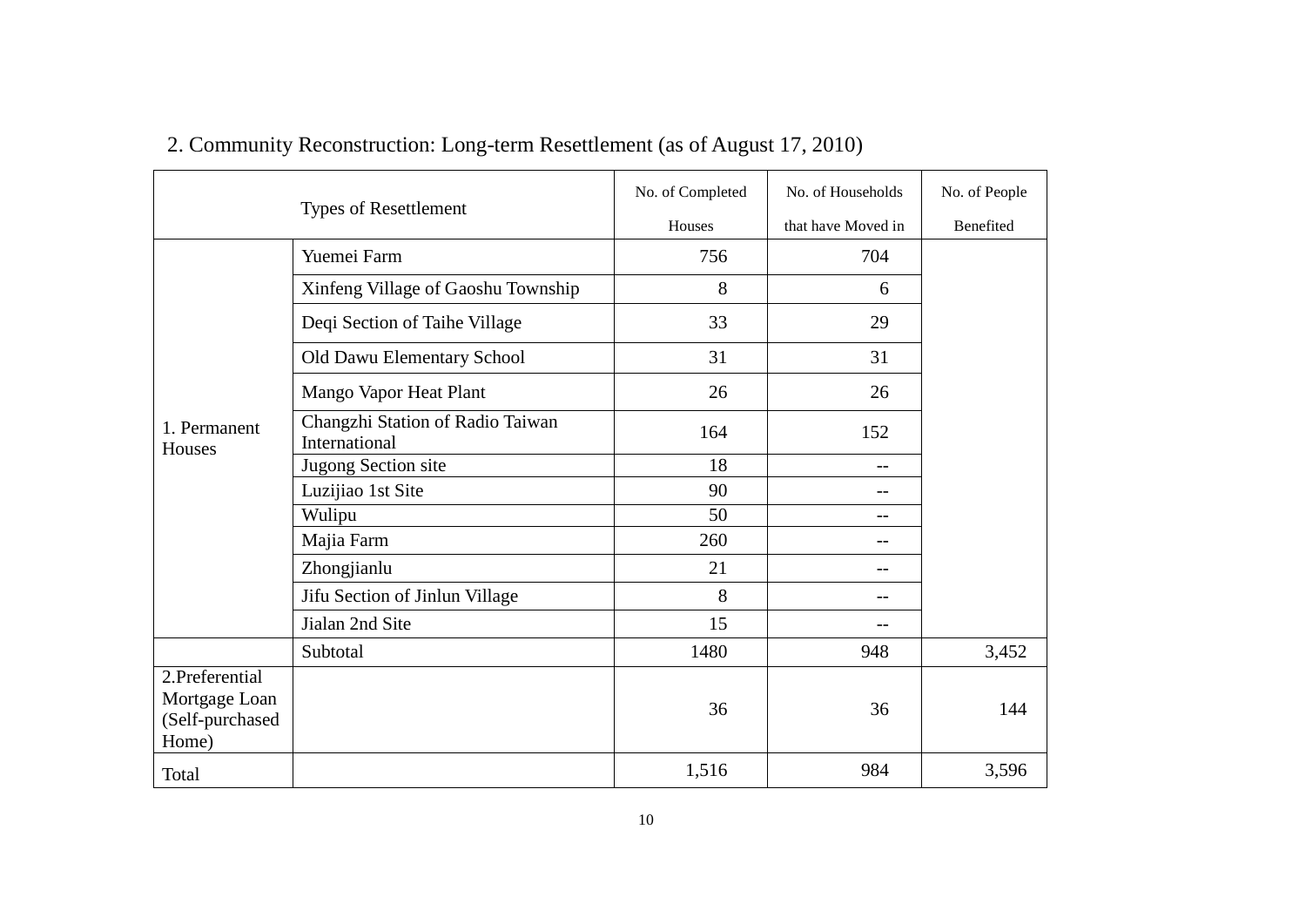## 2. Community Reconstruction: Long-term Resettlement (as of August 17, 2010)

| Types of Resettlement | | No. of Completed Houses | No. of Households that have Moved in | No. of People Benefited |
|---|---|---|---|---|
| 1. Permanent Houses | Yuemei Farm | 756 | 704 | |
| | Xinfeng Village of Gaoshu Township | 8 | 6 | |
| | Deqi Section of Taihe Village | 33 | 29 | |
| | Old Dawu Elementary School | 31 | 31 | |
| | Mango Vapor Heat Plant | 26 | 26 | |
| | Changzhi Station of Radio Taiwan International | 164 | 152 | |
| | Jugong Section site | 18 | -- | |
| | Luzijiao 1st Site | 90 | -- | |
| | Wulipu | 50 | -- | |
| | Majia Farm | 260 | -- | |
| | Zhongjianlu | 21 | -- | |
| | Jifu Section of Jinlun Village | 8 | -- | |
| | Jialan 2nd Site | 15 | -- | |
| | Subtotal | 1480 | 948 | 3,452 |
| 2.Preferential Mortgage Loan (Self-purchased Home) | | 36 | 36 | 144 |
| Total | | 1,516 | 984 | 3,596 |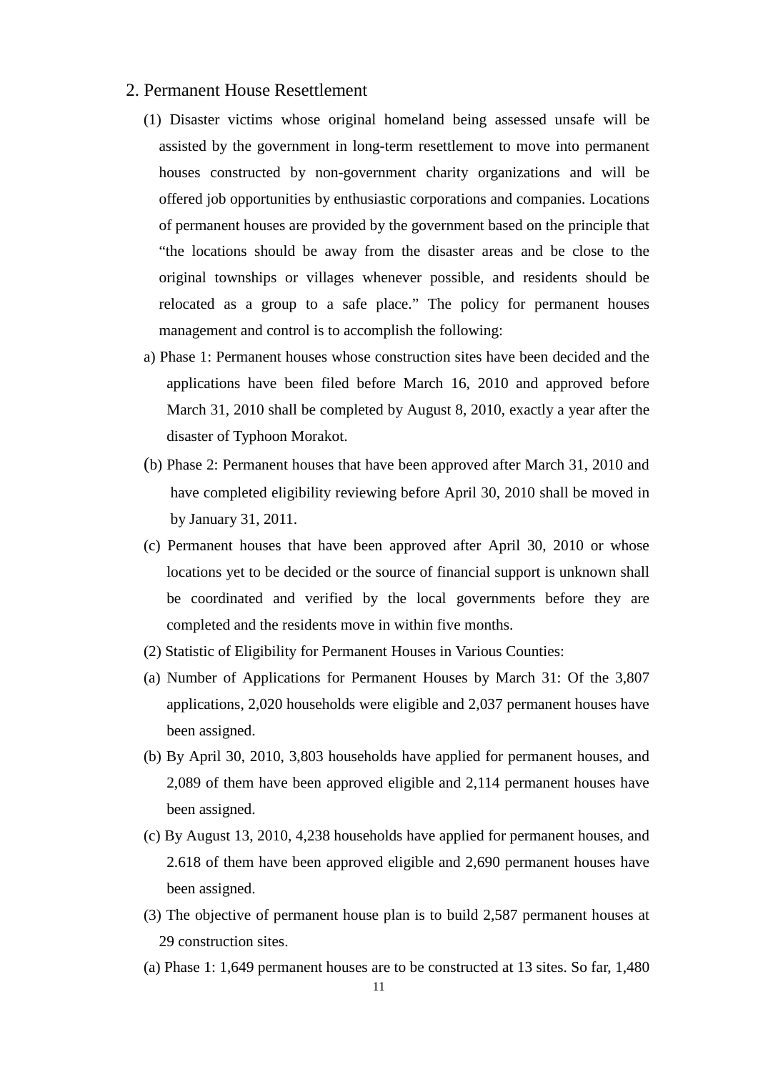## 2. Permanent House Resettlement

(1) Disaster victims whose original homeland being assessed unsafe will be assisted by the government in long-term resettlement to move into permanent houses constructed by non-government charity organizations and will be offered job opportunities by enthusiastic corporations and companies. Locations of permanent houses are provided by the government based on the principle that "the locations should be away from the disaster areas and be close to the original townships or villages whenever possible, and residents should be relocated as a group to a safe place." The policy for permanent houses management and control is to accomplish the following:

a) Phase 1: Permanent houses whose construction sites have been decided and the applications have been filed before March 16, 2010 and approved before March 31, 2010 shall be completed by August 8, 2010, exactly a year after the disaster of Typhoon Morakot.

(b) Phase 2: Permanent houses that have been approved after March 31, 2010 and have completed eligibility reviewing before April 30, 2010 shall be moved in by January 31, 2011.

(c) Permanent houses that have been approved after April 30, 2010 or whose locations yet to be decided or the source of financial support is unknown shall be coordinated and verified by the local governments before they are completed and the residents move in within five months.

(2) Statistic of Eligibility for Permanent Houses in Various Counties:

(a) Number of Applications for Permanent Houses by March 31: Of the 3,807 applications, 2,020 households were eligible and 2,037 permanent houses have been assigned.

(b) By April 30, 2010, 3,803 households have applied for permanent houses, and 2,089 of them have been approved eligible and 2,114 permanent houses have been assigned.

(c) By August 13, 2010, 4,238 households have applied for permanent houses, and 2.618 of them have been approved eligible and 2,690 permanent houses have been assigned.

(3) The objective of permanent house plan is to build 2,587 permanent houses at 29 construction sites.

(a) Phase 1: 1,649 permanent houses are to be constructed at 13 sites. So far, 1,480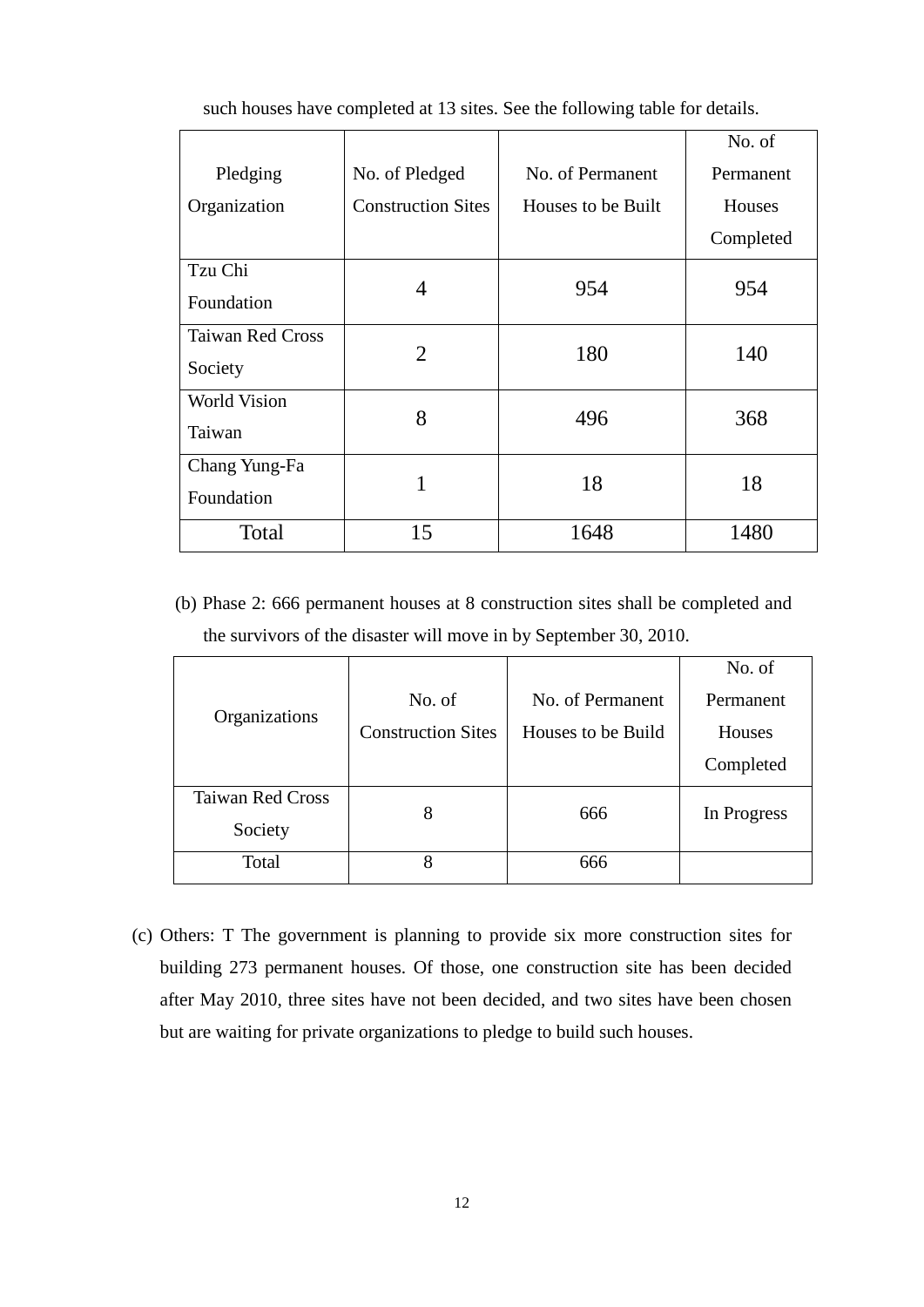such houses have completed at 13 sites. See the following table for details.

| Pledging Organization | No. of Pledged Construction Sites | No. of Permanent Houses to be Built | No. of Permanent Houses Completed |
|---|---|---|---|
| Tzu Chi Foundation | 4 | 954 | 954 |
| Taiwan Red Cross Society | 2 | 180 | 140 |
| World Vision Taiwan | 8 | 496 | 368 |
| Chang Yung-Fa Foundation | 1 | 18 | 18 |
| Total | 15 | 1648 | 1480 |

(b) Phase 2: 666 permanent houses at 8 construction sites shall be completed and the survivors of the disaster will move in by September 30, 2010.

| Organizations | No. of Construction Sites | No. of Permanent Houses to be Build | No. of Permanent Houses Completed |
|---|---|---|---|
| Taiwan Red Cross Society | 8 | 666 | In Progress |
| Total | 8 | 666 | |

(c) Others: T The government is planning to provide six more construction sites for building 273 permanent houses. Of those, one construction site has been decided after May 2010, three sites have not been decided, and two sites have been chosen but are waiting for private organizations to pledge to build such houses.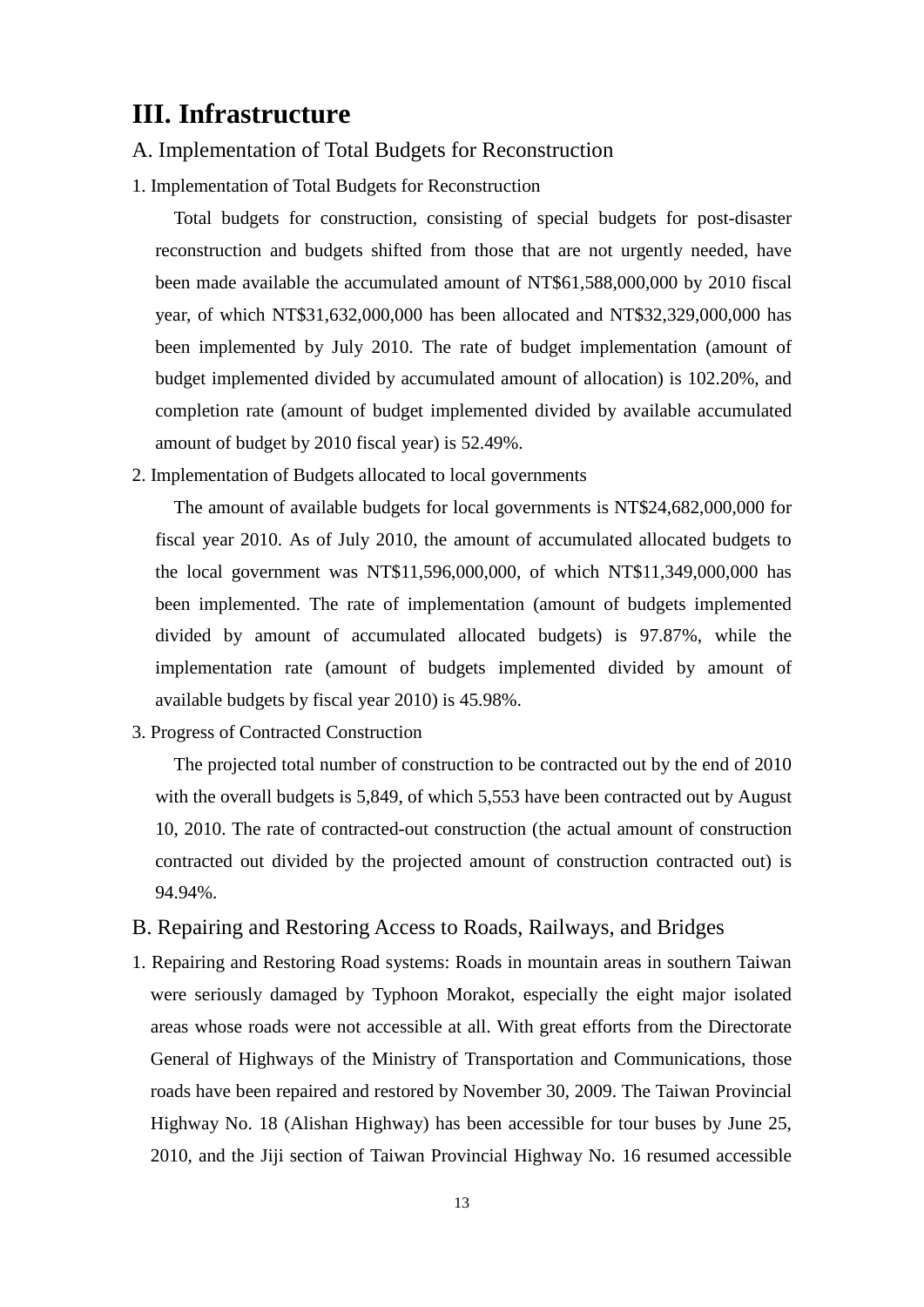# III. Infrastructure

## A. Implementation of Total Budgets for Reconstruction

1. Implementation of Total Budgets for Reconstruction

   Total budgets for construction, consisting of special budgets for post-disaster reconstruction and budgets shifted from those that are not urgently needed, have been made available the accumulated amount of NT$61,588,000,000 by 2010 fiscal year, of which NT$31,632,000,000 has been allocated and NT$32,329,000,000 has been implemented by July 2010. The rate of budget implementation (amount of budget implemented divided by accumulated amount of allocation) is 102.20%, and completion rate (amount of budget implemented divided by available accumulated amount of budget by 2010 fiscal year) is 52.49%.

2. Implementation of Budgets allocated to local governments

   The amount of available budgets for local governments is NT$24,682,000,000 for fiscal year 2010. As of July 2010, the amount of accumulated allocated budgets to the local government was NT$11,596,000,000, of which NT$11,349,000,000 has been implemented. The rate of implementation (amount of budgets implemented divided by amount of accumulated allocated budgets) is 97.87%, while the implementation rate (amount of budgets implemented divided by amount of available budgets by fiscal year 2010) is 45.98%.

3. Progress of Contracted Construction

   The projected total number of construction to be contracted out by the end of 2010 with the overall budgets is 5,849, of which 5,553 have been contracted out by August 10, 2010. The rate of contracted-out construction (the actual amount of construction contracted out divided by the projected amount of construction contracted out) is 94.94%.

## B. Repairing and Restoring Access to Roads, Railways, and Bridges

1. Repairing and Restoring Road systems: Roads in mountain areas in southern Taiwan were seriously damaged by Typhoon Morakot, especially the eight major isolated areas whose roads were not accessible at all. With great efforts from the Directorate General of Highways of the Ministry of Transportation and Communications, those roads have been repaired and restored by November 30, 2009. The Taiwan Provincial Highway No. 18 (Alishan Highway) has been accessible for tour buses by June 25, 2010, and the Jiji section of Taiwan Provincial Highway No. 16 resumed accessible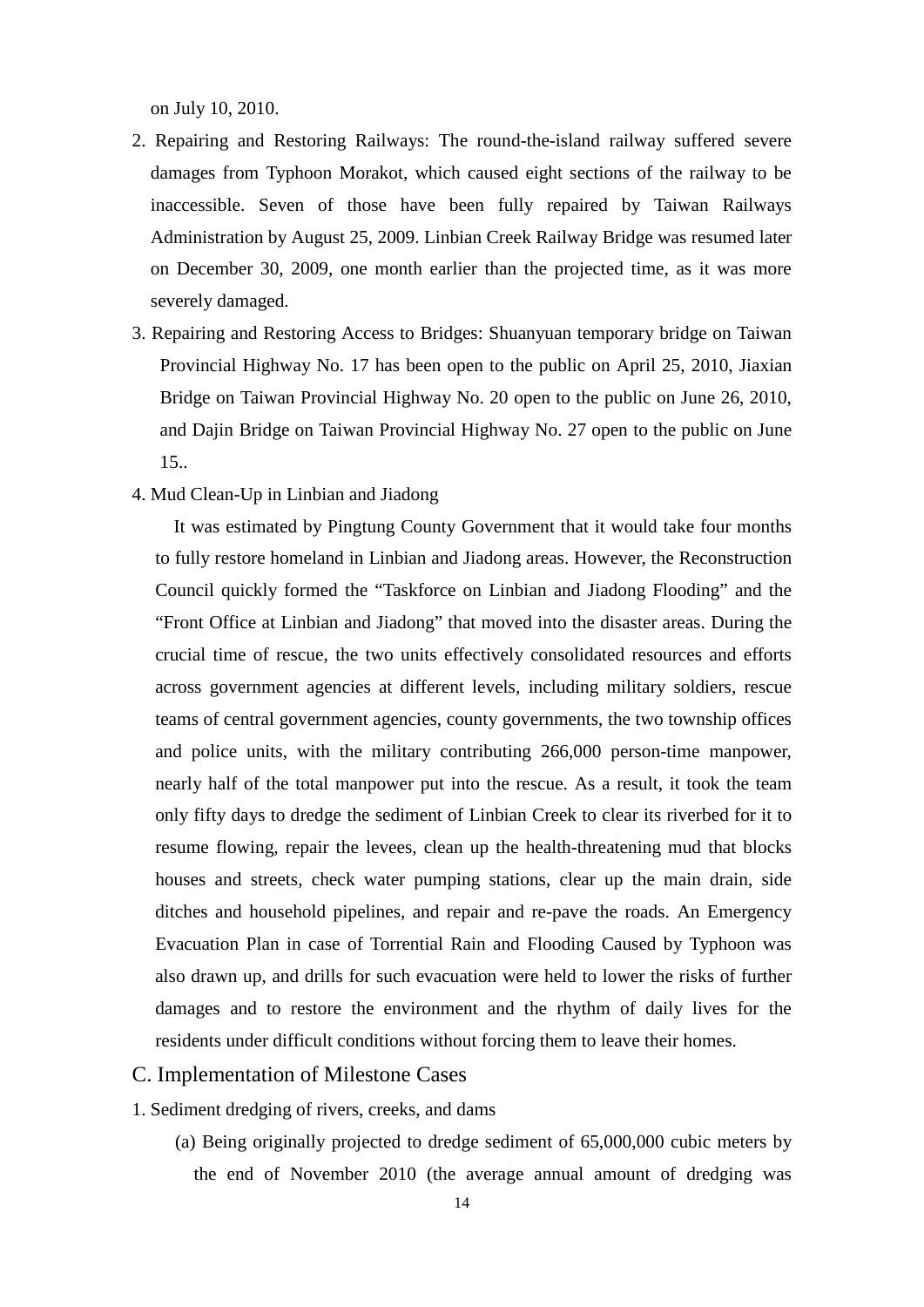on July 10, 2010.

2. Repairing and Restoring Railways: The round-the-island railway suffered severe damages from Typhoon Morakot, which caused eight sections of the railway to be inaccessible. Seven of those have been fully repaired by Taiwan Railways Administration by August 25, 2009. Linbian Creek Railway Bridge was resumed later on December 30, 2009, one month earlier than the projected time, as it was more severely damaged.
3. Repairing and Restoring Access to Bridges: Shuanyuan temporary bridge on Taiwan Provincial Highway No. 17 has been open to the public on April 25, 2010, Jiaxian Bridge on Taiwan Provincial Highway No. 20 open to the public on June 26, 2010, and Dajin Bridge on Taiwan Provincial Highway No. 27 open to the public on June 15..
4. Mud Clean-Up in Linbian and Jiadong

   It was estimated by Pingtung County Government that it would take four months to fully restore homeland in Linbian and Jiadong areas. However, the Reconstruction Council quickly formed the "Taskforce on Linbian and Jiadong Flooding" and the "Front Office at Linbian and Jiadong" that moved into the disaster areas. During the crucial time of rescue, the two units effectively consolidated resources and efforts across government agencies at different levels, including military soldiers, rescue teams of central government agencies, county governments, the two township offices and police units, with the military contributing 266,000 person-time manpower, nearly half of the total manpower put into the rescue. As a result, it took the team only fifty days to dredge the sediment of Linbian Creek to clear its riverbed for it to resume flowing, repair the levees, clean up the health-threatening mud that blocks houses and streets, check water pumping stations, clear up the main drain, side ditches and household pipelines, and repair and re-pave the roads. An Emergency Evacuation Plan in case of Torrential Rain and Flooding Caused by Typhoon was also drawn up, and drills for such evacuation were held to lower the risks of further damages and to restore the environment and the rhythm of daily lives for the residents under difficult conditions without forcing them to leave their homes.

## C. Implementation of Milestone Cases

1. Sediment dredging of rivers, creeks, and dams

   (a) Being originally projected to dredge sediment of 65,000,000 cubic meters by the end of November 2010 (the average annual amount of dredging was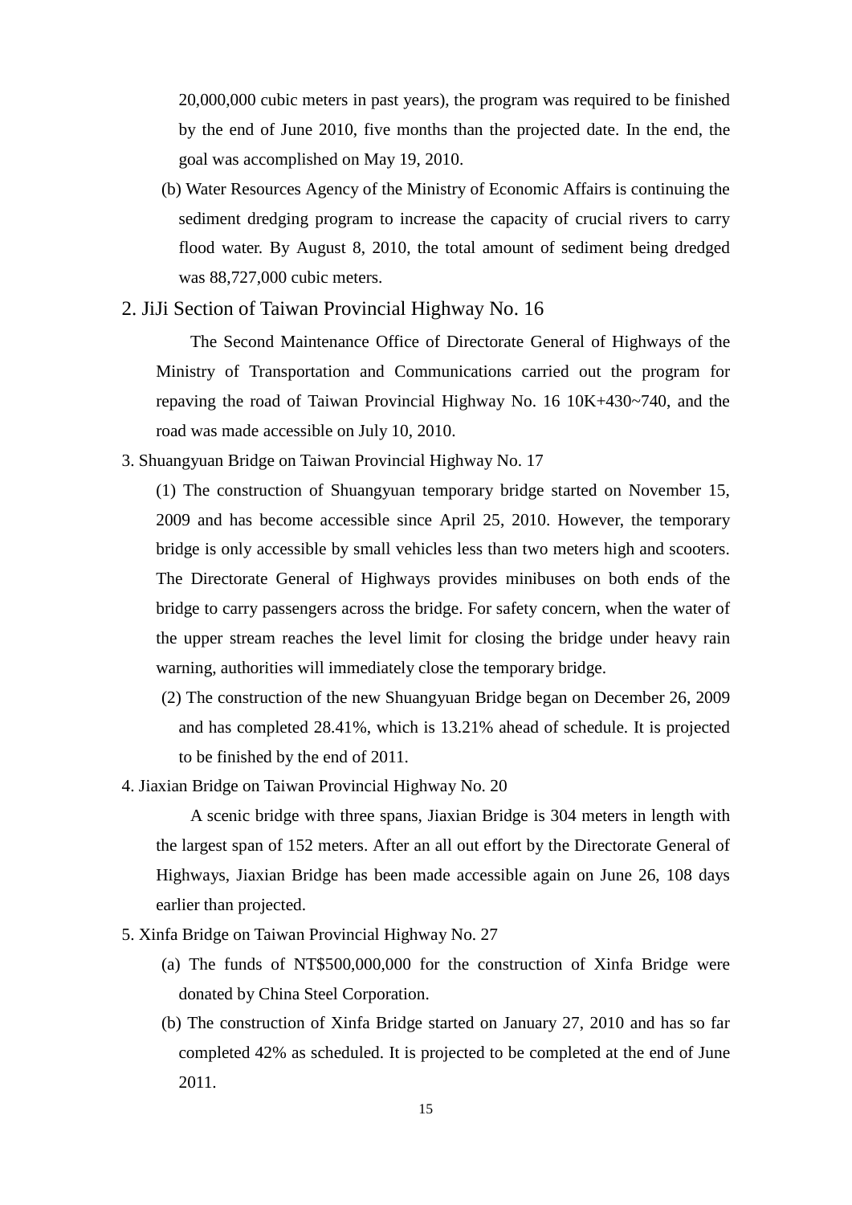20,000,000 cubic meters in past years), the program was required to be finished by the end of June 2010, five months than the projected date. In the end, the goal was accomplished on May 19, 2010.

(b) Water Resources Agency of the Ministry of Economic Affairs is continuing the sediment dredging program to increase the capacity of crucial rivers to carry flood water. By August 8, 2010, the total amount of sediment being dredged was 88,727,000 cubic meters.

2. JiJi Section of Taiwan Provincial Highway No. 16

The Second Maintenance Office of Directorate General of Highways of the Ministry of Transportation and Communications carried out the program for repaving the road of Taiwan Provincial Highway No. 16 10K+430~740, and the road was made accessible on July 10, 2010.

3. Shuangyuan Bridge on Taiwan Provincial Highway No. 17

(1) The construction of Shuangyuan temporary bridge started on November 15, 2009 and has become accessible since April 25, 2010. However, the temporary bridge is only accessible by small vehicles less than two meters high and scooters. The Directorate General of Highways provides minibuses on both ends of the bridge to carry passengers across the bridge. For safety concern, when the water of the upper stream reaches the level limit for closing the bridge under heavy rain warning, authorities will immediately close the temporary bridge.

(2) The construction of the new Shuangyuan Bridge began on December 26, 2009 and has completed 28.41%, which is 13.21% ahead of schedule. It is projected to be finished by the end of 2011.

4. Jiaxian Bridge on Taiwan Provincial Highway No. 20

A scenic bridge with three spans, Jiaxian Bridge is 304 meters in length with the largest span of 152 meters. After an all out effort by the Directorate General of Highways, Jiaxian Bridge has been made accessible again on June 26, 108 days earlier than projected.

5. Xinfa Bridge on Taiwan Provincial Highway No. 27

(a) The funds of NT$500,000,000 for the construction of Xinfa Bridge were donated by China Steel Corporation.

(b) The construction of Xinfa Bridge started on January 27, 2010 and has so far completed 42% as scheduled. It is projected to be completed at the end of June 2011.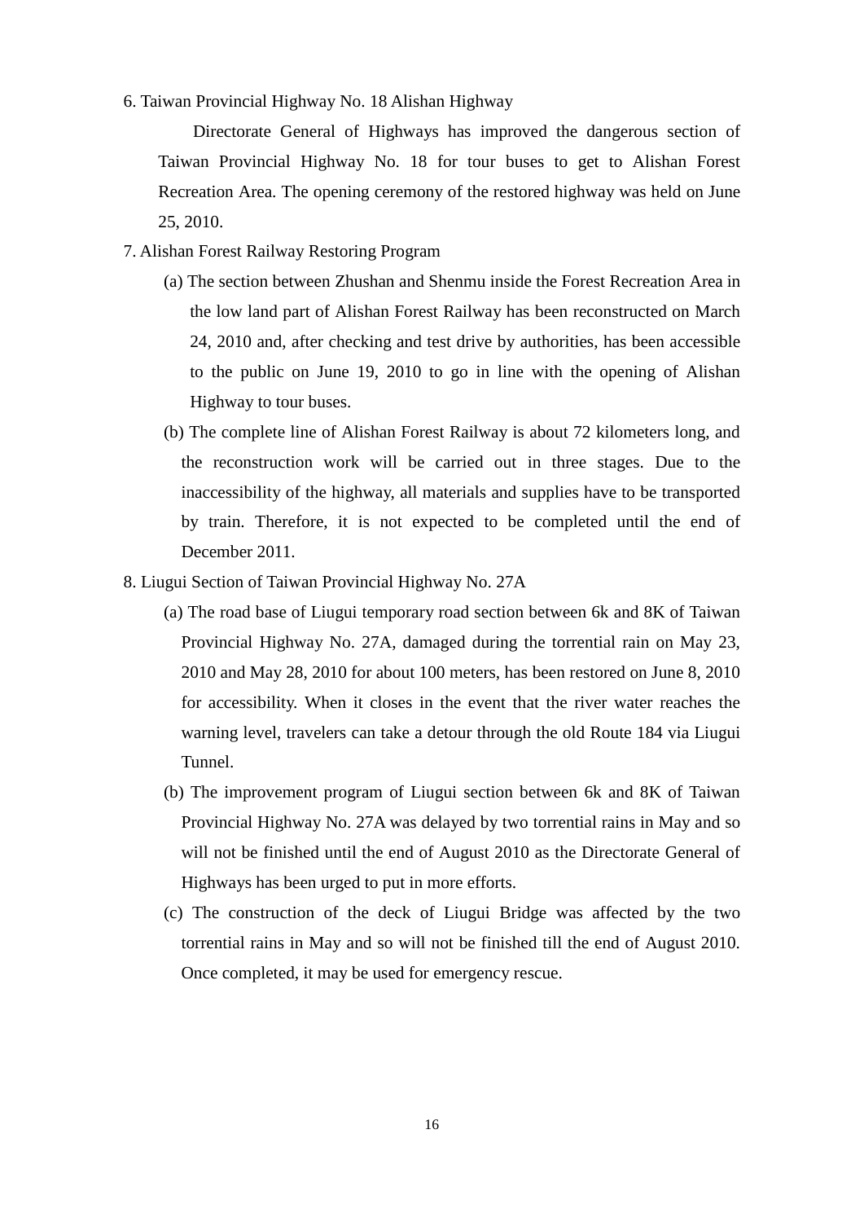6. Taiwan Provincial Highway No. 18 Alishan Highway

   Directorate General of Highways has improved the dangerous section of Taiwan Provincial Highway No. 18 for tour buses to get to Alishan Forest Recreation Area. The opening ceremony of the restored highway was held on June 25, 2010.

7. Alishan Forest Railway Restoring Program

   (a) The section between Zhushan and Shenmu inside the Forest Recreation Area in the low land part of Alishan Forest Railway has been reconstructed on March 24, 2010 and, after checking and test drive by authorities, has been accessible to the public on June 19, 2010 to go in line with the opening of Alishan Highway to tour buses.

   (b) The complete line of Alishan Forest Railway is about 72 kilometers long, and the reconstruction work will be carried out in three stages. Due to the inaccessibility of the highway, all materials and supplies have to be transported by train. Therefore, it is not expected to be completed until the end of December 2011.

8. Liugui Section of Taiwan Provincial Highway No. 27A

   (a) The road base of Liugui temporary road section between 6k and 8K of Taiwan Provincial Highway No. 27A, damaged during the torrential rain on May 23, 2010 and May 28, 2010 for about 100 meters, has been restored on June 8, 2010 for accessibility. When it closes in the event that the river water reaches the warning level, travelers can take a detour through the old Route 184 via Liugui Tunnel.

   (b) The improvement program of Liugui section between 6k and 8K of Taiwan Provincial Highway No. 27A was delayed by two torrential rains in May and so will not be finished until the end of August 2010 as the Directorate General of Highways has been urged to put in more efforts.

   (c) The construction of the deck of Liugui Bridge was affected by the two torrential rains in May and so will not be finished till the end of August 2010. Once completed, it may be used for emergency rescue.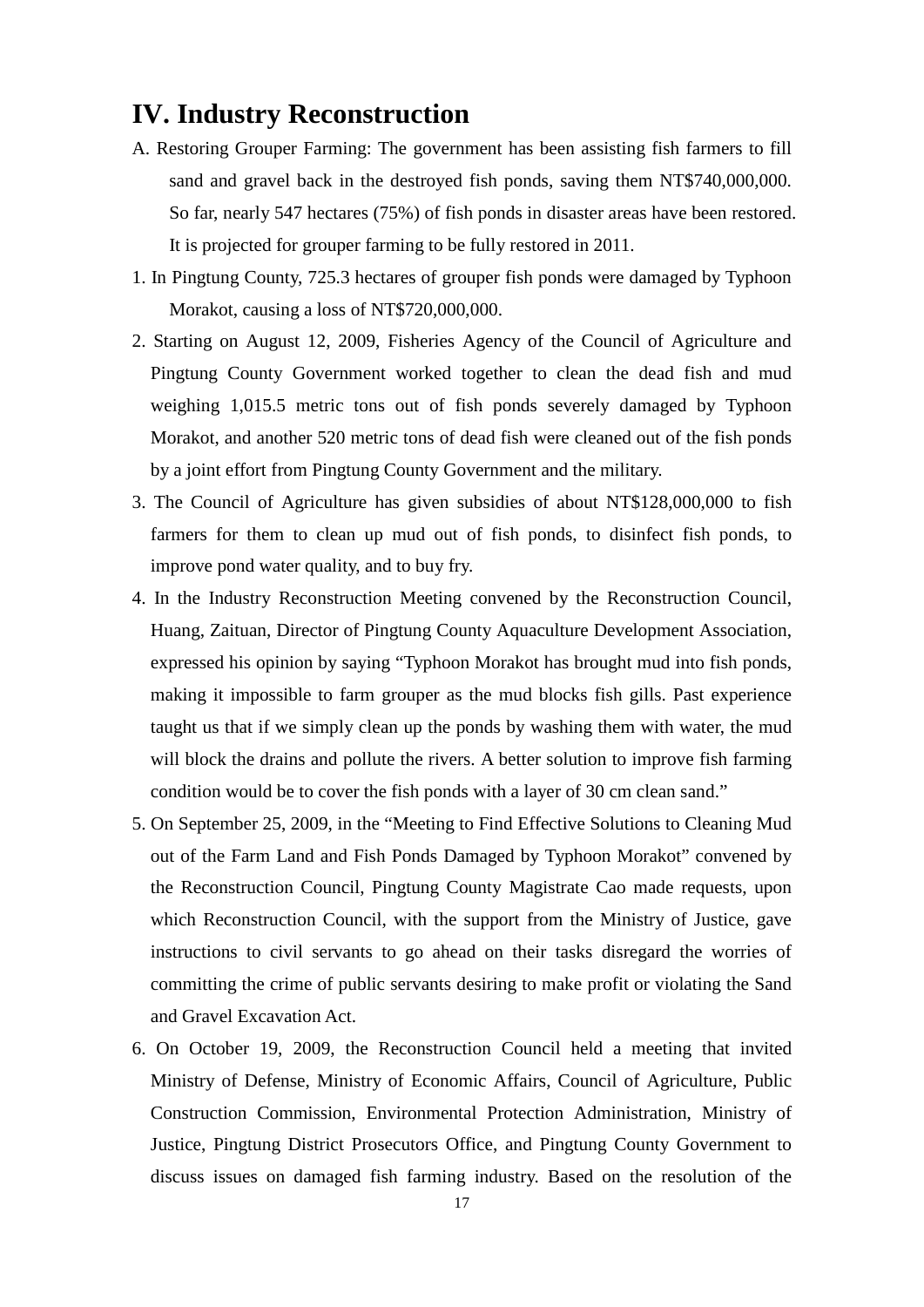# IV. Industry Reconstruction

A. Restoring Grouper Farming: The government has been assisting fish farmers to fill sand and gravel back in the destroyed fish ponds, saving them NT$740,000,000. So far, nearly 547 hectares (75%) of fish ponds in disaster areas have been restored. It is projected for grouper farming to be fully restored in 2011.

1. In Pingtung County, 725.3 hectares of grouper fish ponds were damaged by Typhoon Morakot, causing a loss of NT$720,000,000.
2. Starting on August 12, 2009, Fisheries Agency of the Council of Agriculture and Pingtung County Government worked together to clean the dead fish and mud weighing 1,015.5 metric tons out of fish ponds severely damaged by Typhoon Morakot, and another 520 metric tons of dead fish were cleaned out of the fish ponds by a joint effort from Pingtung County Government and the military.
3. The Council of Agriculture has given subsidies of about NT$128,000,000 to fish farmers for them to clean up mud out of fish ponds, to disinfect fish ponds, to improve pond water quality, and to buy fry.
4. In the Industry Reconstruction Meeting convened by the Reconstruction Council, Huang, Zaituan, Director of Pingtung County Aquaculture Development Association, expressed his opinion by saying "Typhoon Morakot has brought mud into fish ponds, making it impossible to farm grouper as the mud blocks fish gills. Past experience taught us that if we simply clean up the ponds by washing them with water, the mud will block the drains and pollute the rivers. A better solution to improve fish farming condition would be to cover the fish ponds with a layer of 30 cm clean sand."
5. On September 25, 2009, in the "Meeting to Find Effective Solutions to Cleaning Mud out of the Farm Land and Fish Ponds Damaged by Typhoon Morakot" convened by the Reconstruction Council, Pingtung County Magistrate Cao made requests, upon which Reconstruction Council, with the support from the Ministry of Justice, gave instructions to civil servants to go ahead on their tasks disregard the worries of committing the crime of public servants desiring to make profit or violating the Sand and Gravel Excavation Act.
6. On October 19, 2009, the Reconstruction Council held a meeting that invited Ministry of Defense, Ministry of Economic Affairs, Council of Agriculture, Public Construction Commission, Environmental Protection Administration, Ministry of Justice, Pingtung District Prosecutors Office, and Pingtung County Government to discuss issues on damaged fish farming industry. Based on the resolution of the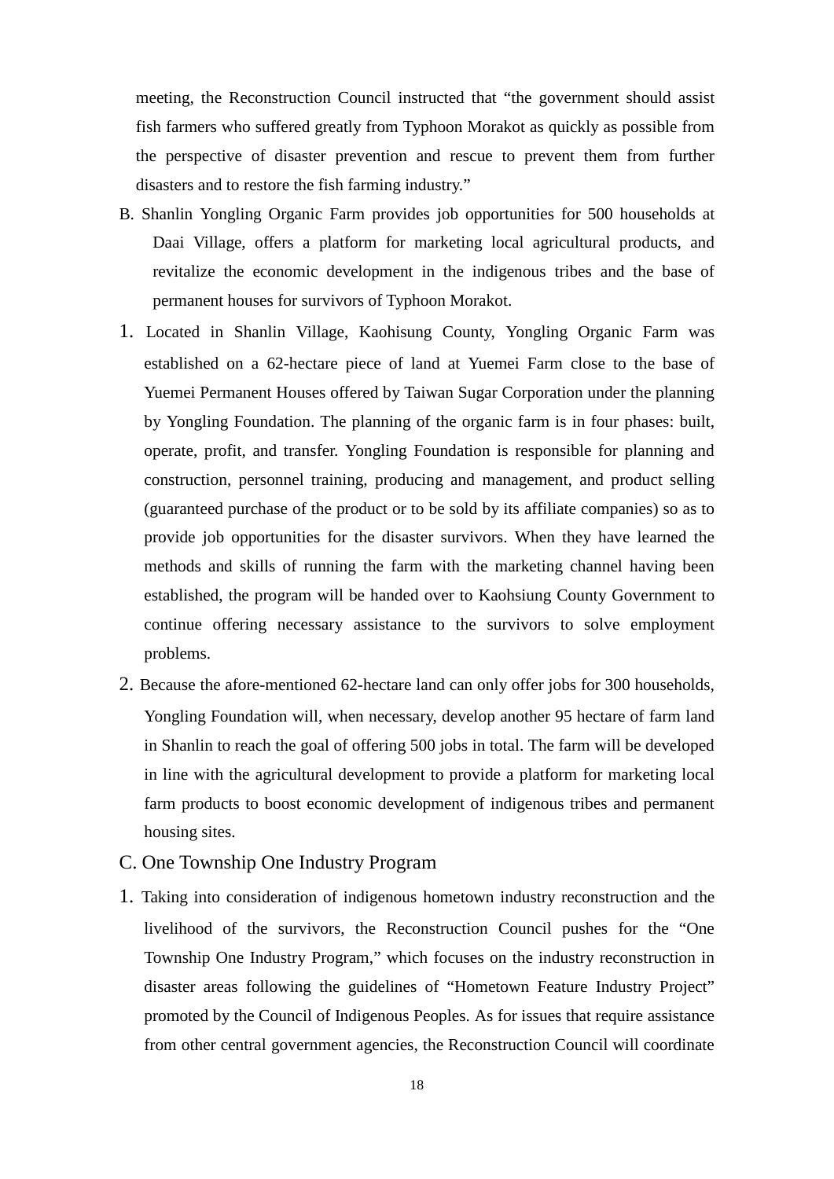meeting, the Reconstruction Council instructed that "the government should assist fish farmers who suffered greatly from Typhoon Morakot as quickly as possible from the perspective of disaster prevention and rescue to prevent them from further disasters and to restore the fish farming industry."

B. Shanlin Yongling Organic Farm provides job opportunities for 500 households at Daai Village, offers a platform for marketing local agricultural products, and revitalize the economic development in the indigenous tribes and the base of permanent houses for survivors of Typhoon Morakot.

1. Located in Shanlin Village, Kaohisung County, Yongling Organic Farm was established on a 62-hectare piece of land at Yuemei Farm close to the base of Yuemei Permanent Houses offered by Taiwan Sugar Corporation under the planning by Yongling Foundation. The planning of the organic farm is in four phases: built, operate, profit, and transfer. Yongling Foundation is responsible for planning and construction, personnel training, producing and management, and product selling (guaranteed purchase of the product or to be sold by its affiliate companies) so as to provide job opportunities for the disaster survivors. When they have learned the methods and skills of running the farm with the marketing channel having been established, the program will be handed over to Kaohsiung County Government to continue offering necessary assistance to the survivors to solve employment problems.

2. Because the afore-mentioned 62-hectare land can only offer jobs for 300 households, Yongling Foundation will, when necessary, develop another 95 hectare of farm land in Shanlin to reach the goal of offering 500 jobs in total. The farm will be developed in line with the agricultural development to provide a platform for marketing local farm products to boost economic development of indigenous tribes and permanent housing sites.

C. One Township One Industry Program

1. Taking into consideration of indigenous hometown industry reconstruction and the livelihood of the survivors, the Reconstruction Council pushes for the "One Township One Industry Program," which focuses on the industry reconstruction in disaster areas following the guidelines of "Hometown Feature Industry Project" promoted by the Council of Indigenous Peoples. As for issues that require assistance from other central government agencies, the Reconstruction Council will coordinate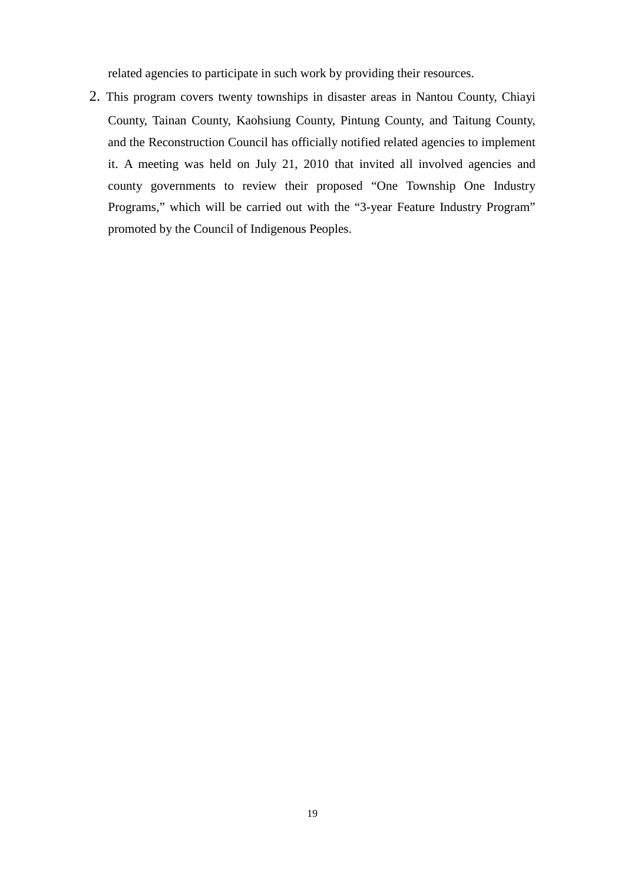related agencies to participate in such work by providing their resources.

2. This program covers twenty townships in disaster areas in Nantou County, Chiayi County, Tainan County, Kaohsiung County, Pintung County, and Taitung County, and the Reconstruction Council has officially notified related agencies to implement it. A meeting was held on July 21, 2010 that invited all involved agencies and county governments to review their proposed "One Township One Industry Programs," which will be carried out with the "3-year Feature Industry Program" promoted by the Council of Indigenous Peoples.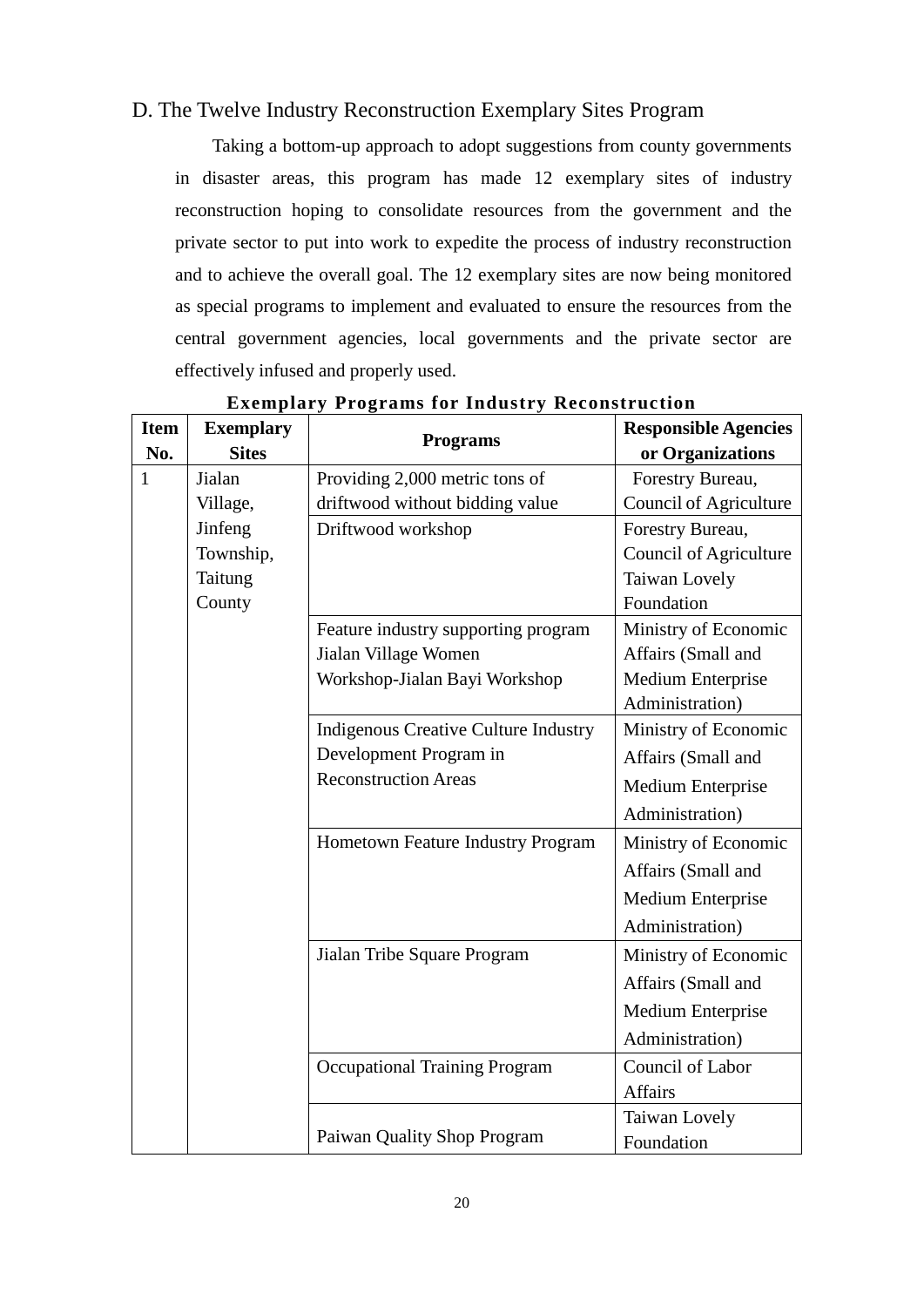## D. The Twelve Industry Reconstruction Exemplary Sites Program

Taking a bottom-up approach to adopt suggestions from county governments in disaster areas, this program has made 12 exemplary sites of industry reconstruction hoping to consolidate resources from the government and the private sector to put into work to expedite the process of industry reconstruction and to achieve the overall goal. The 12 exemplary sites are now being monitored as special programs to implement and evaluated to ensure the resources from the central government agencies, local governments and the private sector are effectively infused and properly used.

**Exemplary Programs for Industry Reconstruction**

| Item No. | Exemplary Sites | Programs | Responsible Agencies or Organizations |
|---|---|---|---|
| 1 | Jialan Village, Jinfeng Township, Taitung County | Providing 2,000 metric tons of driftwood without bidding value | Forestry Bureau, Council of Agriculture |
| | | Driftwood workshop | Forestry Bureau, Council of Agriculture Taiwan Lovely Foundation |
| | | Feature industry supporting program Jialan Village Women Workshop-Jialan Bayi Workshop | Ministry of Economic Affairs (Small and Medium Enterprise Administration) |
| | | Indigenous Creative Culture Industry Development Program in Reconstruction Areas | Ministry of Economic Affairs (Small and Medium Enterprise Administration) |
| | | Hometown Feature Industry Program | Ministry of Economic Affairs (Small and Medium Enterprise Administration) |
| | | Jialan Tribe Square Program | Ministry of Economic Affairs (Small and Medium Enterprise Administration) |
| | | Occupational Training Program | Council of Labor Affairs |
| | | Paiwan Quality Shop Program | Taiwan Lovely Foundation |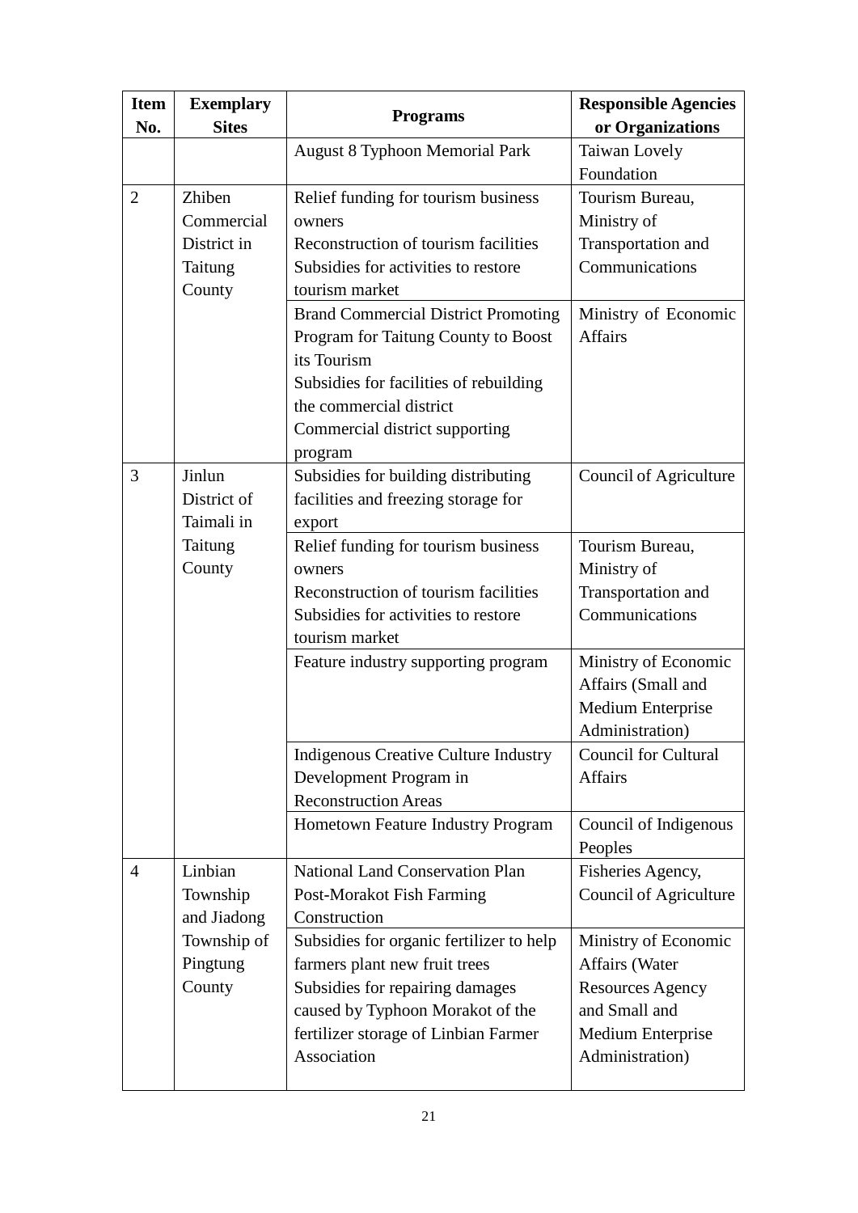| Item No. | Exemplary Sites | Programs | Responsible Agencies or Organizations |
|---|---|---|---|
| | | August 8 Typhoon Memorial Park | Taiwan Lovely Foundation |
| 2 | Zhiben Commercial District in Taitung County | Relief funding for tourism business owners<br>Reconstruction of tourism facilities<br>Subsidies for activities to restore tourism market | Tourism Bureau, Ministry of Transportation and Communications |
| | | Brand Commercial District Promoting Program for Taitung County to Boost its Tourism<br>Subsidies for facilities of rebuilding the commercial district<br>Commercial district supporting program | Ministry of Economic Affairs |
| 3 | Jinlun District of Taimali in Taitung County | Subsidies for building distributing facilities and freezing storage for export | Council of Agriculture |
| | | Relief funding for tourism business owners<br>Reconstruction of tourism facilities<br>Subsidies for activities to restore tourism market | Tourism Bureau, Ministry of Transportation and Communications |
| | | Feature industry supporting program | Ministry of Economic Affairs (Small and Medium Enterprise Administration) |
| | | Indigenous Creative Culture Industry Development Program in Reconstruction Areas | Council for Cultural Affairs |
| | | Hometown Feature Industry Program | Council of Indigenous Peoples |
| 4 | Linbian Township and Jiadong Township of Pingtung County | National Land Conservation Plan Post-Morakot Fish Farming Construction | Fisheries Agency, Council of Agriculture |
| | | Subsidies for organic fertilizer to help farmers plant new fruit trees<br>Subsidies for repairing damages caused by Typhoon Morakot of the fertilizer storage of Linbian Farmer Association | Ministry of Economic Affairs (Water Resources Agency and Small and Medium Enterprise Administration) |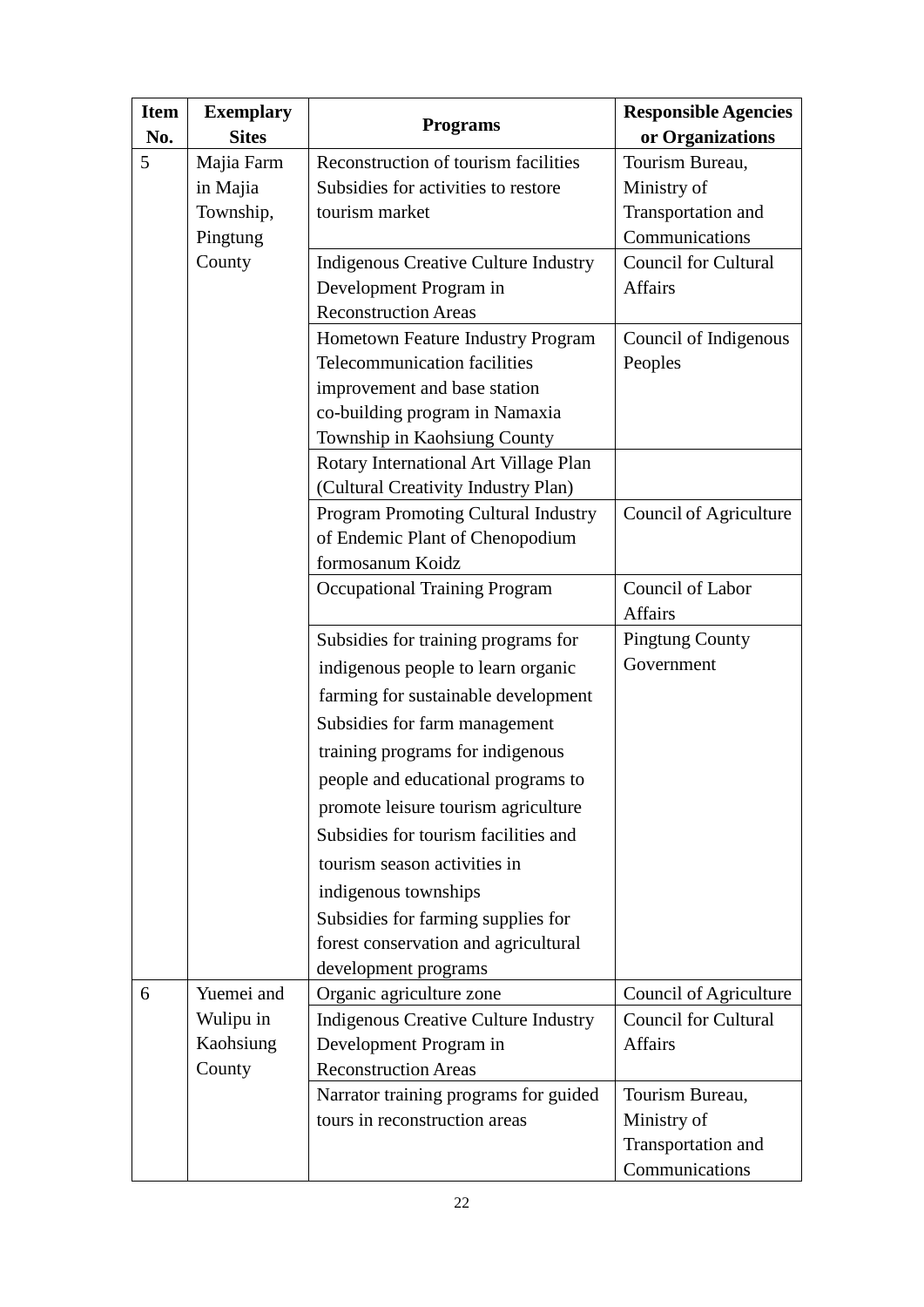| Item No. | Exemplary Sites | Programs | Responsible Agencies or Organizations |
|---|---|---|---|
| 5 | Majia Farm in Majia Township, Pingtung County | Reconstruction of tourism facilities<br>Subsidies for activities to restore tourism market | Tourism Bureau, Ministry of Transportation and Communications |
| | | Indigenous Creative Culture Industry Development Program in Reconstruction Areas | Council for Cultural Affairs |
| | | Hometown Feature Industry Program<br>Telecommunication facilities improvement and base station co-building program in Namaxia Township in Kaohsiung County | Council of Indigenous Peoples |
| | | Rotary International Art Village Plan (Cultural Creativity Industry Plan) | |
| | | Program Promoting Cultural Industry of Endemic Plant of Chenopodium formosanum Koidz | Council of Agriculture |
| | | Occupational Training Program | Council of Labor Affairs |
| | | Subsidies for training programs for indigenous people to learn organic farming for sustainable development<br>Subsidies for farm management training programs for indigenous people and educational programs to promote leisure tourism agriculture<br>Subsidies for tourism facilities and tourism season activities in indigenous townships<br>Subsidies for farming supplies for forest conservation and agricultural development programs | Pingtung County Government |
| 6 | Yuemei and Wulipu in Kaohsiung County | Organic agriculture zone | Council of Agriculture |
| | | Indigenous Creative Culture Industry Development Program in Reconstruction Areas | Council for Cultural Affairs |
| | | Narrator training programs for guided tours in reconstruction areas | Tourism Bureau, Ministry of Transportation and Communications |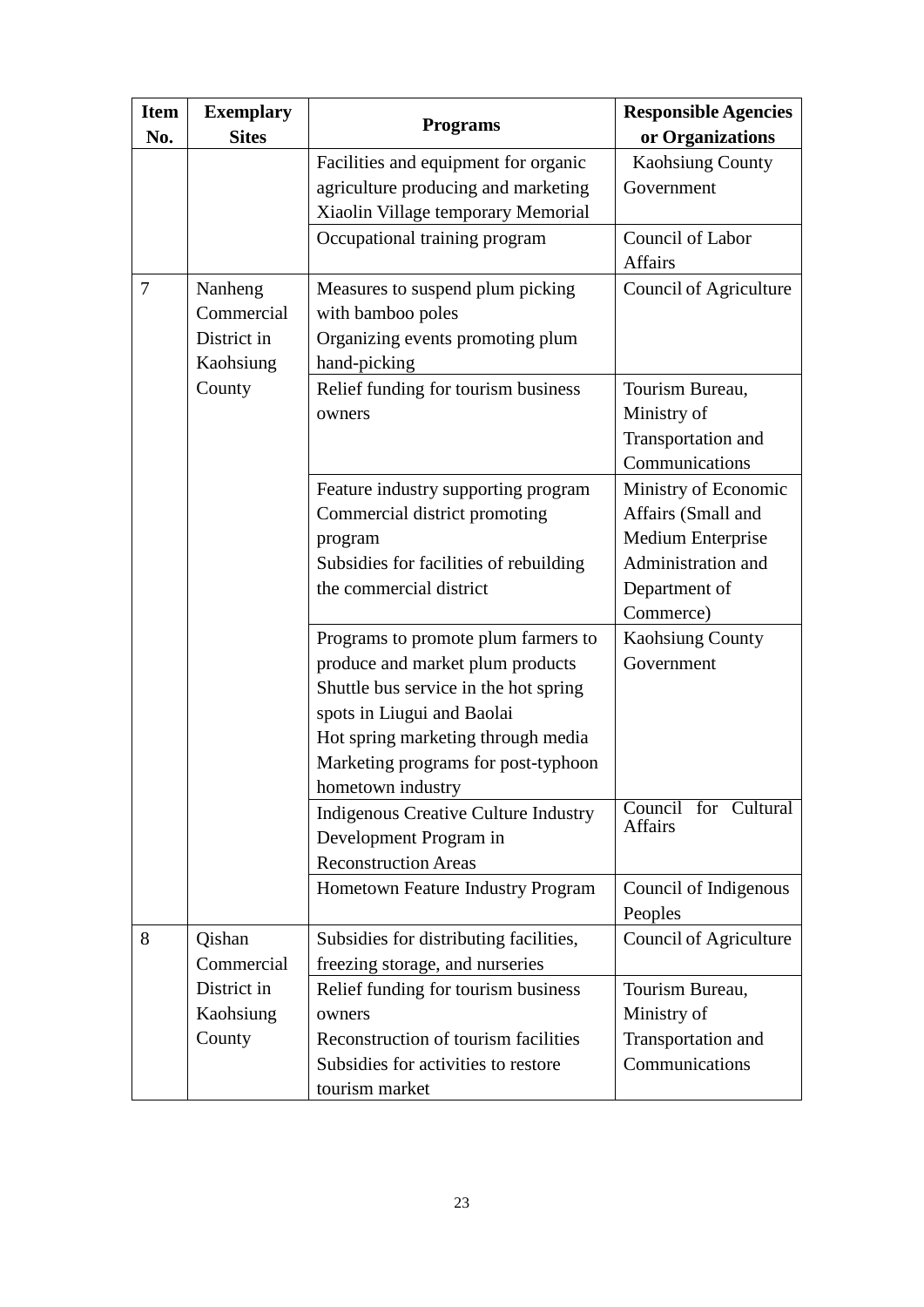| Item No. | Exemplary Sites | Programs | Responsible Agencies or Organizations |
|---|---|---|---|
| | | Facilities and equipment for organic agriculture producing and marketing<br>Xiaolin Village temporary Memorial | Kaohsiung County Government |
| | | Occupational training program | Council of Labor Affairs |
| 7 | Nanheng Commercial District in Kaohsiung County | Measures to suspend plum picking with bamboo poles<br>Organizing events promoting plum hand-picking | Council of Agriculture |
| | | Relief funding for tourism business owners | Tourism Bureau, Ministry of Transportation and Communications |
| | | Feature industry supporting program<br>Commercial district promoting program<br>Subsidies for facilities of rebuilding the commercial district | Ministry of Economic Affairs (Small and Medium Enterprise Administration and Department of Commerce) |
| | | Programs to promote plum farmers to produce and market plum products<br>Shuttle bus service in the hot spring spots in Liugui and Baolai<br>Hot spring marketing through media<br>Marketing programs for post-typhoon hometown industry | Kaohsiung County Government |
| | | Indigenous Creative Culture Industry Development Program in Reconstruction Areas | Council for Cultural Affairs |
| | | Hometown Feature Industry Program | Council of Indigenous Peoples |
| 8 | Qishan Commercial District in Kaohsiung County | Subsidies for distributing facilities, freezing storage, and nurseries | Council of Agriculture |
| | | Relief funding for tourism business owners<br>Reconstruction of tourism facilities<br>Subsidies for activities to restore tourism market | Tourism Bureau, Ministry of Transportation and Communications |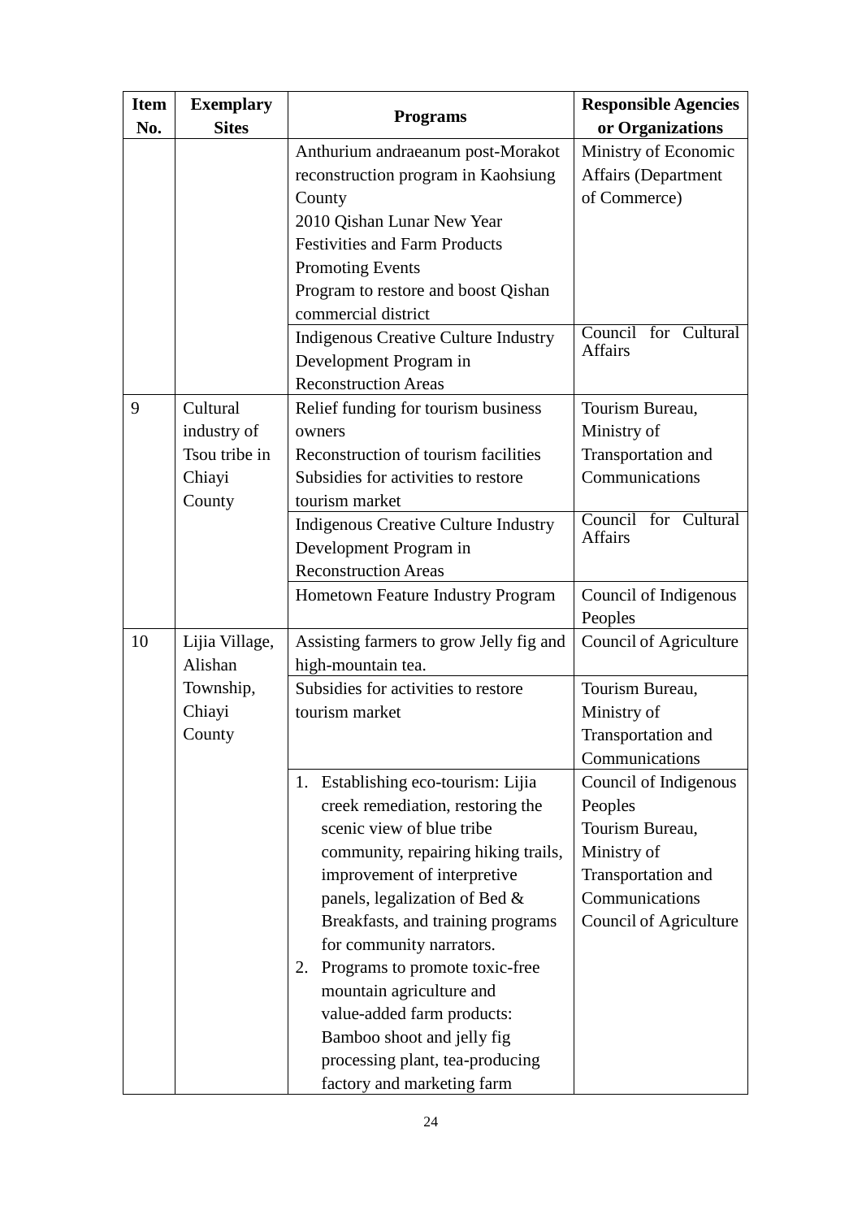| Item No. | Exemplary Sites | Programs | Responsible Agencies or Organizations |
|---|---|---|---|
| | | Anthurium andraeanum post-Morakot reconstruction program in Kaohsiung County<br>2010 Qishan Lunar New Year Festivities and Farm Products Promoting Events<br>Program to restore and boost Qishan commercial district | Ministry of Economic Affairs (Department of Commerce) |
| | | Indigenous Creative Culture Industry Development Program in Reconstruction Areas | Council for Cultural Affairs |
| 9 | Cultural industry of Tsou tribe in Chiayi County | Relief funding for tourism business owners<br>Reconstruction of tourism facilities<br>Subsidies for activities to restore tourism market | Tourism Bureau, Ministry of Transportation and Communications |
| | | Indigenous Creative Culture Industry Development Program in Reconstruction Areas | Council for Cultural Affairs |
| | | Hometown Feature Industry Program | Council of Indigenous Peoples |
| 10 | Lijia Village, Alishan Township, Chiayi County | Assisting farmers to grow Jelly fig and high-mountain tea. | Council of Agriculture |
| | | Subsidies for activities to restore tourism market | Tourism Bureau, Ministry of Transportation and Communications |
| | | 1. Establishing eco-tourism: Lijia creek remediation, restoring the scenic view of blue tribe community, repairing hiking trails, improvement of interpretive panels, legalization of Bed & Breakfasts, and training programs for community narrators.<br>2. Programs to promote toxic-free mountain agriculture and value-added farm products: Bamboo shoot and jelly fig processing plant, tea-producing factory and marketing farm | Council of Indigenous Peoples<br>Tourism Bureau, Ministry of Transportation and Communications<br>Council of Agriculture |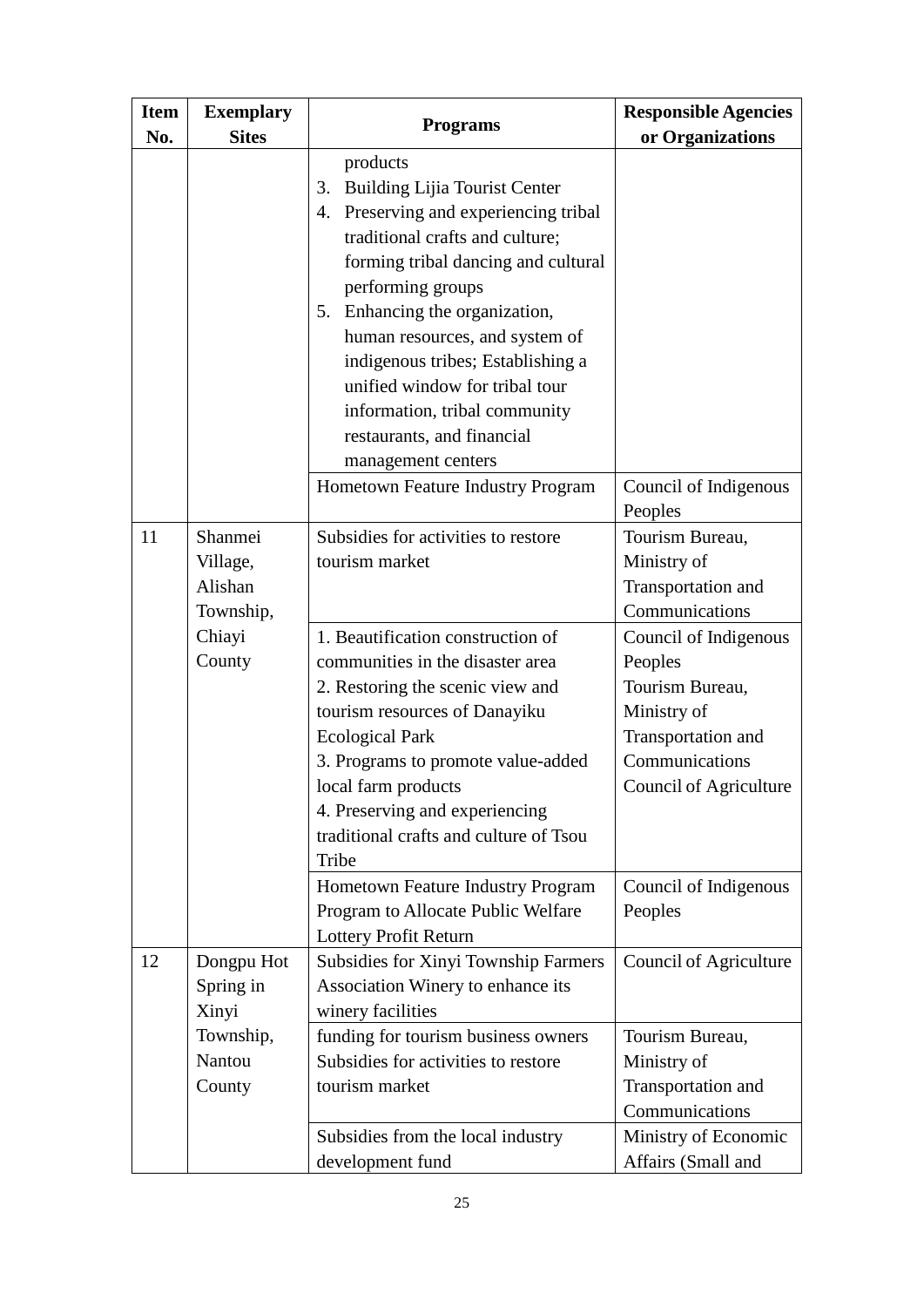| Item No. | Exemplary Sites | Programs | Responsible Agencies or Organizations |
|---|---|---|---|
| | | products<br>3. Building Lijia Tourist Center<br>4. Preserving and experiencing tribal traditional crafts and culture; forming tribal dancing and cultural performing groups<br>5. Enhancing the organization, human resources, and system of indigenous tribes; Establishing a unified window for tribal tour information, tribal community restaurants, and financial management centers | |
| | | Hometown Feature Industry Program | Council of Indigenous Peoples |
| 11 | Shanmei Village, Alishan Township, Chiayi County | Subsidies for activities to restore tourism market | Tourism Bureau, Ministry of Transportation and Communications |
| | | 1. Beautification construction of communities in the disaster area<br>2. Restoring the scenic view and tourism resources of Danayiku Ecological Park<br>3. Programs to promote value-added local farm products<br>4. Preserving and experiencing traditional crafts and culture of Tsou Tribe | Council of Indigenous Peoples<br>Tourism Bureau, Ministry of Transportation and Communications<br>Council of Agriculture |
| | | Hometown Feature Industry Program<br>Program to Allocate Public Welfare Lottery Profit Return | Council of Indigenous Peoples |
| 12 | Dongpu Hot Spring in Xinyi Township, Nantou County | Subsidies for Xinyi Township Farmers Association Winery to enhance its winery facilities | Council of Agriculture |
| | | funding for tourism business owners<br>Subsidies for activities to restore tourism market | Tourism Bureau, Ministry of Transportation and Communications |
| | | Subsidies from the local industry development fund | Ministry of Economic Affairs (Small and |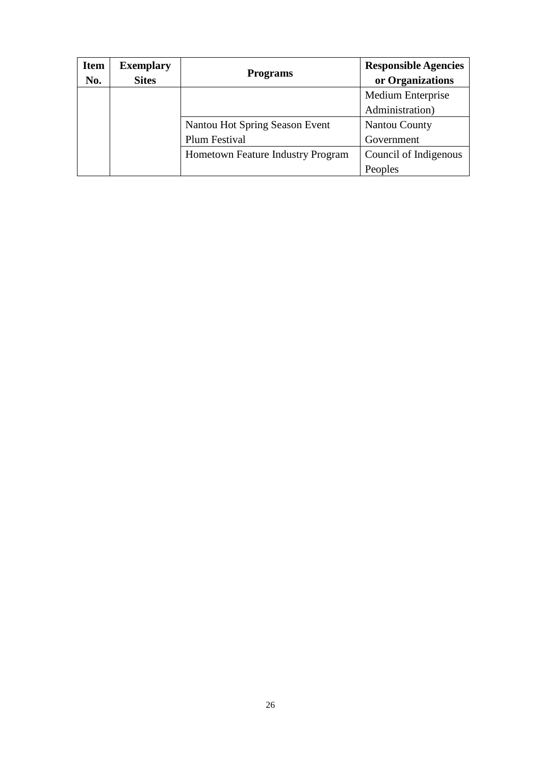| Item No. | Exemplary Sites | Programs | Responsible Agencies or Organizations |
|---|---|---|---|
| | | | Medium Enterprise Administration) |
| | | Nantou Hot Spring Season Event Plum Festival | Nantou County Government |
| | | Hometown Feature Industry Program | Council of Indigenous Peoples |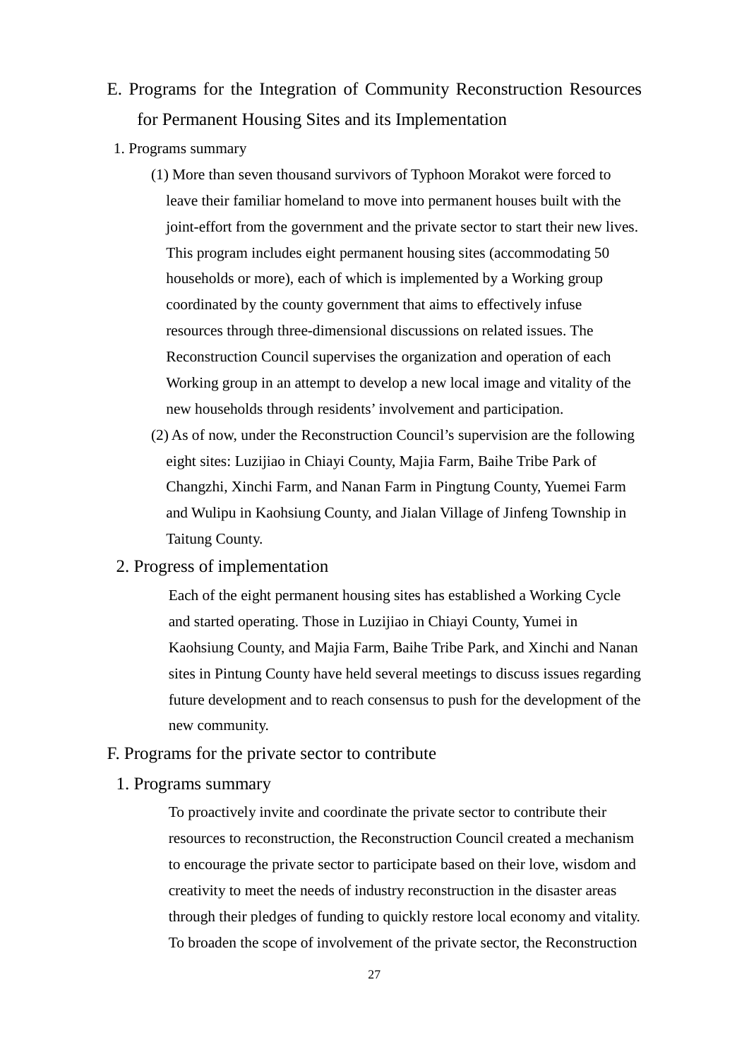## E. Programs for the Integration of Community Reconstruction Resources for Permanent Housing Sites and its Implementation

### 1. Programs summary

(1) More than seven thousand survivors of Typhoon Morakot were forced to leave their familiar homeland to move into permanent houses built with the joint-effort from the government and the private sector to start their new lives. This program includes eight permanent housing sites (accommodating 50 households or more), each of which is implemented by a Working group coordinated by the county government that aims to effectively infuse resources through three-dimensional discussions on related issues. The Reconstruction Council supervises the organization and operation of each Working group in an attempt to develop a new local image and vitality of the new households through residents' involvement and participation.

(2) As of now, under the Reconstruction Council's supervision are the following eight sites: Luzijiao in Chiayi County, Majia Farm, Baihe Tribe Park of Changzhi, Xinchi Farm, and Nanan Farm in Pingtung County, Yuemei Farm and Wulipu in Kaohsiung County, and Jialan Village of Jinfeng Township in Taitung County.

### 2. Progress of implementation

Each of the eight permanent housing sites has established a Working Cycle and started operating. Those in Luzijiao in Chiayi County, Yumei in Kaohsiung County, and Majia Farm, Baihe Tribe Park, and Xinchi and Nanan sites in Pintung County have held several meetings to discuss issues regarding future development and to reach consensus to push for the development of the new community.

## F. Programs for the private sector to contribute

### 1. Programs summary

To proactively invite and coordinate the private sector to contribute their resources to reconstruction, the Reconstruction Council created a mechanism to encourage the private sector to participate based on their love, wisdom and creativity to meet the needs of industry reconstruction in the disaster areas through their pledges of funding to quickly restore local economy and vitality. To broaden the scope of involvement of the private sector, the Reconstruction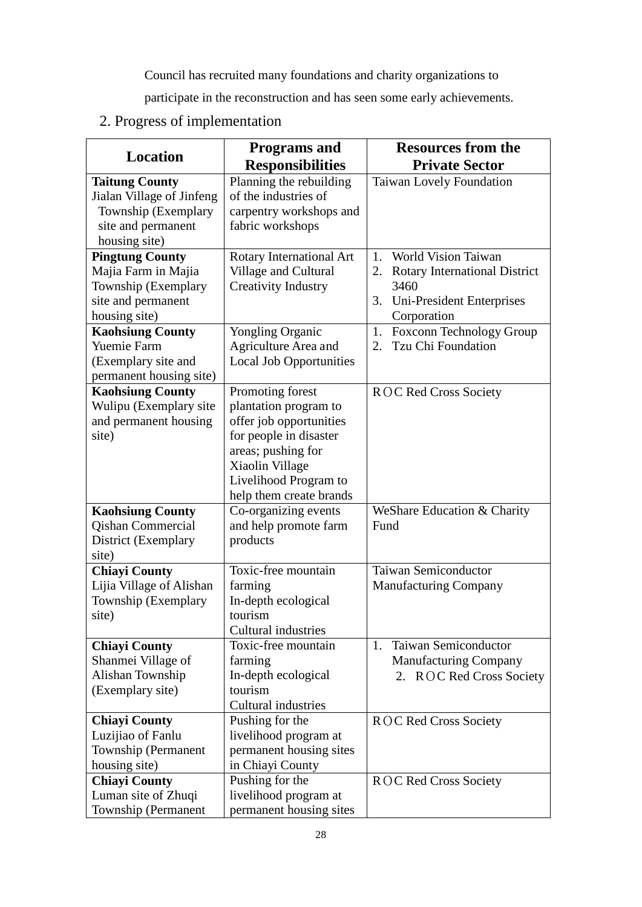Council has recruited many foundations and charity organizations to participate in the reconstruction and has seen some early achievements.

2. Progress of implementation

| Location | Programs and Responsibilities | Resources from the Private Sector |
|---|---|---|
| **Taitung County** Jialan Village of Jinfeng Township (Exemplary site and permanent housing site) | Planning the rebuilding of the industries of carpentry workshops and fabric workshops | Taiwan Lovely Foundation |
| **Pingtung County** Majia Farm in Majia Township (Exemplary site and permanent housing site) | Rotary International Art Village and Cultural Creativity Industry | 1. World Vision Taiwan<br>2. Rotary International District 3460<br>3. Uni-President Enterprises Corporation |
| **Kaohsiung County** Yuemie Farm (Exemplary site and permanent housing site) | Yongling Organic Agriculture Area and Local Job Opportunities | 1. Foxconn Technology Group<br>2. Tzu Chi Foundation |
| **Kaohsiung County** Wulipu (Exemplary site and permanent housing site) | Promoting forest plantation program to offer job opportunities for people in disaster areas; pushing for Xiaolin Village Livelihood Program to help them create brands | ROC Red Cross Society |
| **Kaohsiung County** Qishan Commercial District (Exemplary site) | Co-organizing events and help promote farm products | WeShare Education & Charity Fund |
| **Chiayi County** Lijia Village of Alishan Township (Exemplary site) | Toxic-free mountain farming<br>In-depth ecological tourism<br>Cultural industries | Taiwan Semiconductor Manufacturing Company |
| **Chiayi County** Shanmei Village of Alishan Township (Exemplary site) | Toxic-free mountain farming<br>In-depth ecological tourism<br>Cultural industries | 1. Taiwan Semiconductor Manufacturing Company<br>2. ROC Red Cross Society |
| **Chiayi County** Luzijiao of Fanlu Township (Permanent housing site) | Pushing for the livelihood program at permanent housing sites in Chiayi County | ROC Red Cross Society |
| **Chiayi County** Luman site of Zhuqi Township (Permanent | Pushing for the livelihood program at permanent housing sites | ROC Red Cross Society |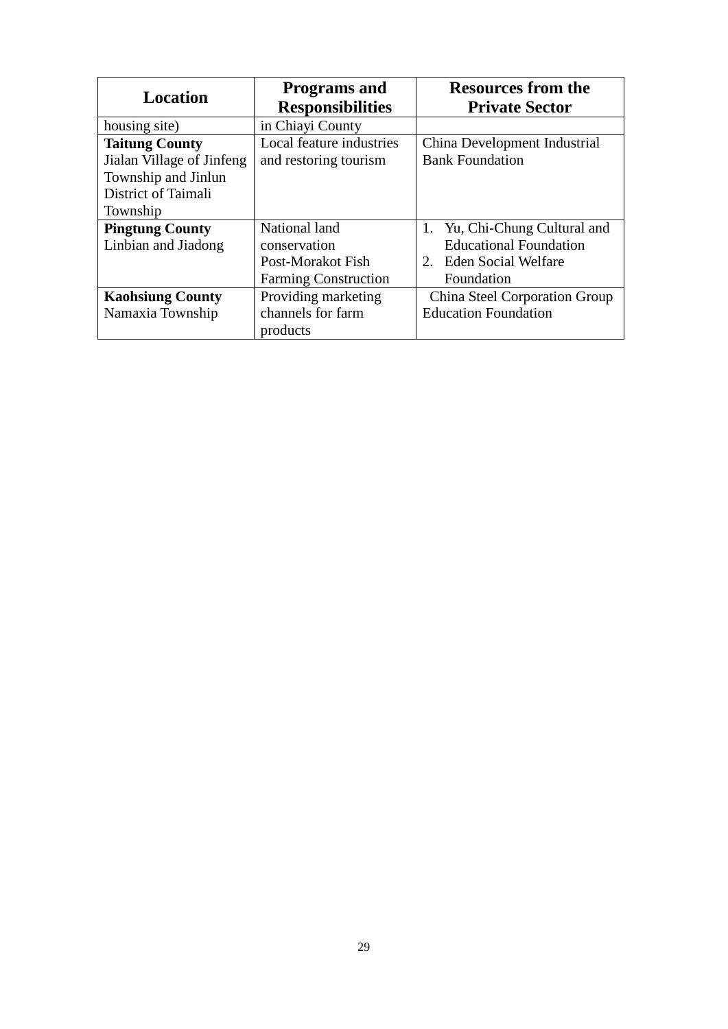| Location | Programs and Responsibilities | Resources from the Private Sector |
|---|---|---|
| housing site) | in Chiayi County | |
| **Taitung County** Jialan Village of Jinfeng Township and Jinlun District of Taimali Township | Local feature industries and restoring tourism | China Development Industrial Bank Foundation |
| **Pingtung County** Linbian and Jiadong | National land conservation Post-Morakot Fish Farming Construction | 1. Yu, Chi-Chung Cultural and Educational Foundation 2. Eden Social Welfare Foundation |
| **Kaohsiung County** Namaxia Township | Providing marketing channels for farm products | China Steel Corporation Group Education Foundation |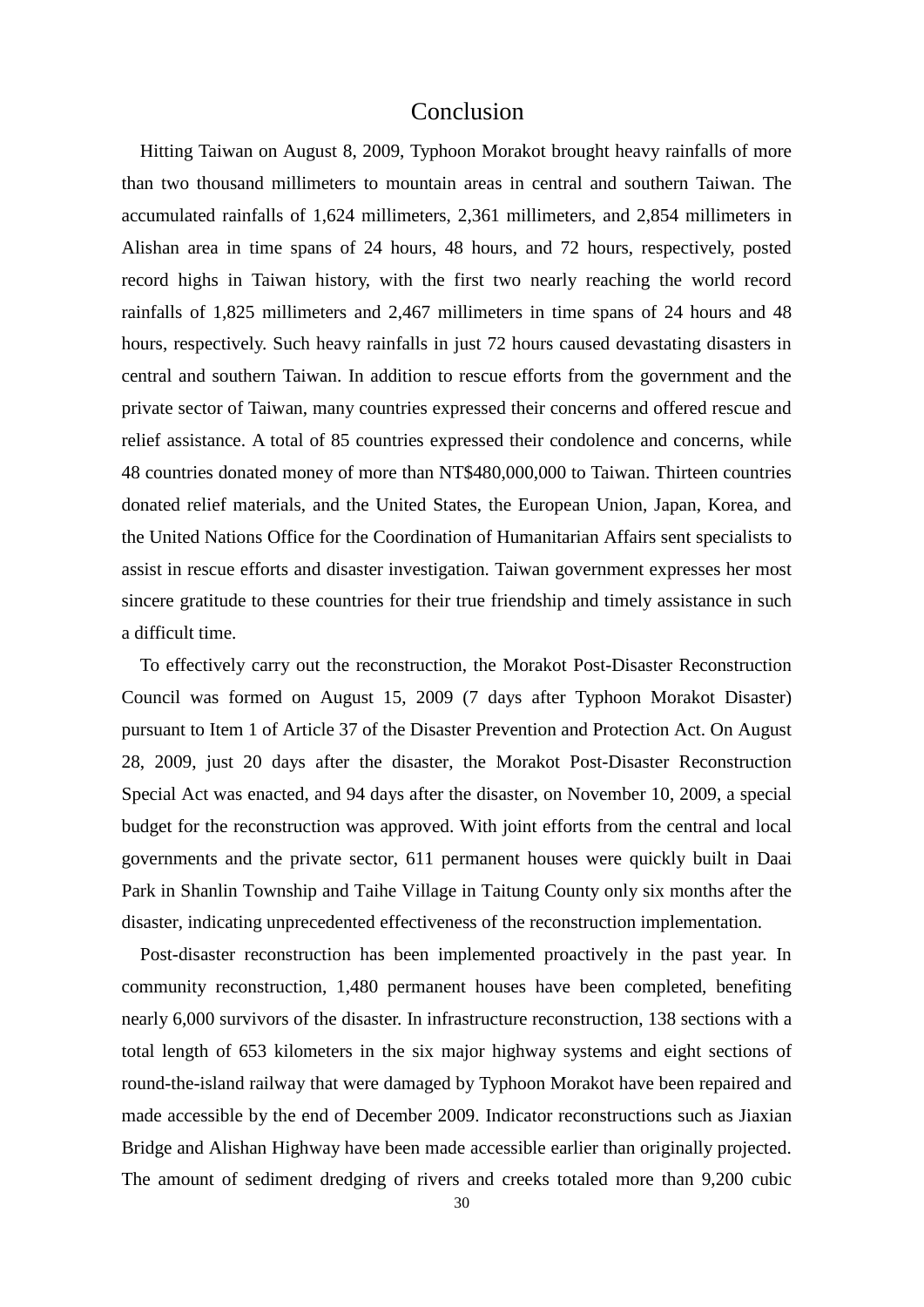# Conclusion

Hitting Taiwan on August 8, 2009, Typhoon Morakot brought heavy rainfalls of more than two thousand millimeters to mountain areas in central and southern Taiwan. The accumulated rainfalls of 1,624 millimeters, 2,361 millimeters, and 2,854 millimeters in Alishan area in time spans of 24 hours, 48 hours, and 72 hours, respectively, posted record highs in Taiwan history, with the first two nearly reaching the world record rainfalls of 1,825 millimeters and 2,467 millimeters in time spans of 24 hours and 48 hours, respectively. Such heavy rainfalls in just 72 hours caused devastating disasters in central and southern Taiwan. In addition to rescue efforts from the government and the private sector of Taiwan, many countries expressed their concerns and offered rescue and relief assistance. A total of 85 countries expressed their condolence and concerns, while 48 countries donated money of more than NT$480,000,000 to Taiwan. Thirteen countries donated relief materials, and the United States, the European Union, Japan, Korea, and the United Nations Office for the Coordination of Humanitarian Affairs sent specialists to assist in rescue efforts and disaster investigation. Taiwan government expresses her most sincere gratitude to these countries for their true friendship and timely assistance in such a difficult time.

To effectively carry out the reconstruction, the Morakot Post-Disaster Reconstruction Council was formed on August 15, 2009 (7 days after Typhoon Morakot Disaster) pursuant to Item 1 of Article 37 of the Disaster Prevention and Protection Act. On August 28, 2009, just 20 days after the disaster, the Morakot Post-Disaster Reconstruction Special Act was enacted, and 94 days after the disaster, on November 10, 2009, a special budget for the reconstruction was approved. With joint efforts from the central and local governments and the private sector, 611 permanent houses were quickly built in Daai Park in Shanlin Township and Taihe Village in Taitung County only six months after the disaster, indicating unprecedented effectiveness of the reconstruction implementation.

Post-disaster reconstruction has been implemented proactively in the past year. In community reconstruction, 1,480 permanent houses have been completed, benefiting nearly 6,000 survivors of the disaster. In infrastructure reconstruction, 138 sections with a total length of 653 kilometers in the six major highway systems and eight sections of round-the-island railway that were damaged by Typhoon Morakot have been repaired and made accessible by the end of December 2009. Indicator reconstructions such as Jiaxian Bridge and Alishan Highway have been made accessible earlier than originally projected. The amount of sediment dredging of rivers and creeks totaled more than 9,200 cubic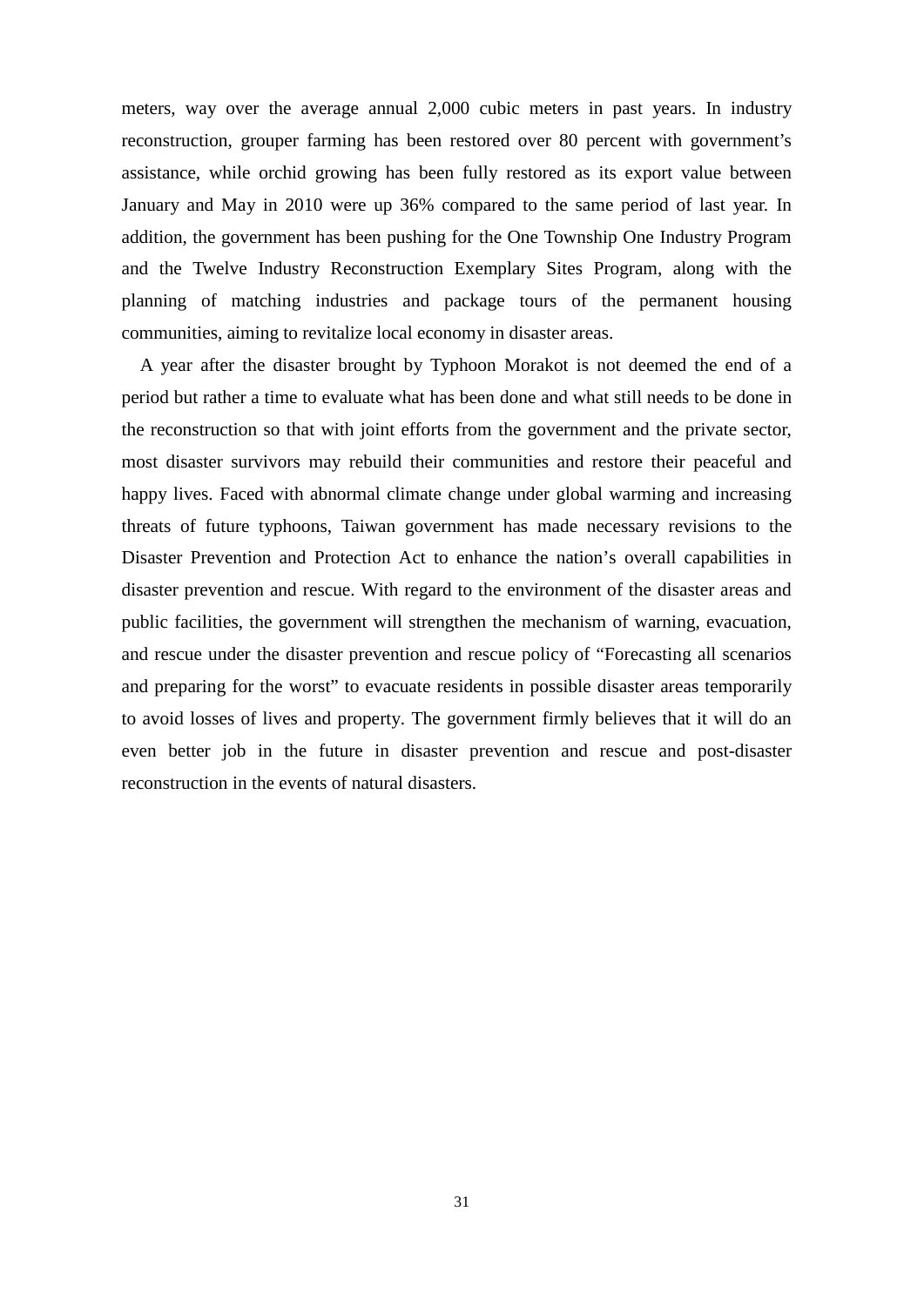meters, way over the average annual 2,000 cubic meters in past years. In industry reconstruction, grouper farming has been restored over 80 percent with government's assistance, while orchid growing has been fully restored as its export value between January and May in 2010 were up 36% compared to the same period of last year. In addition, the government has been pushing for the One Township One Industry Program and the Twelve Industry Reconstruction Exemplary Sites Program, along with the planning of matching industries and package tours of the permanent housing communities, aiming to revitalize local economy in disaster areas.

A year after the disaster brought by Typhoon Morakot is not deemed the end of a period but rather a time to evaluate what has been done and what still needs to be done in the reconstruction so that with joint efforts from the government and the private sector, most disaster survivors may rebuild their communities and restore their peaceful and happy lives. Faced with abnormal climate change under global warming and increasing threats of future typhoons, Taiwan government has made necessary revisions to the Disaster Prevention and Protection Act to enhance the nation's overall capabilities in disaster prevention and rescue. With regard to the environment of the disaster areas and public facilities, the government will strengthen the mechanism of warning, evacuation, and rescue under the disaster prevention and rescue policy of "Forecasting all scenarios and preparing for the worst" to evacuate residents in possible disaster areas temporarily to avoid losses of lives and property. The government firmly believes that it will do an even better job in the future in disaster prevention and rescue and post-disaster reconstruction in the events of natural disasters.